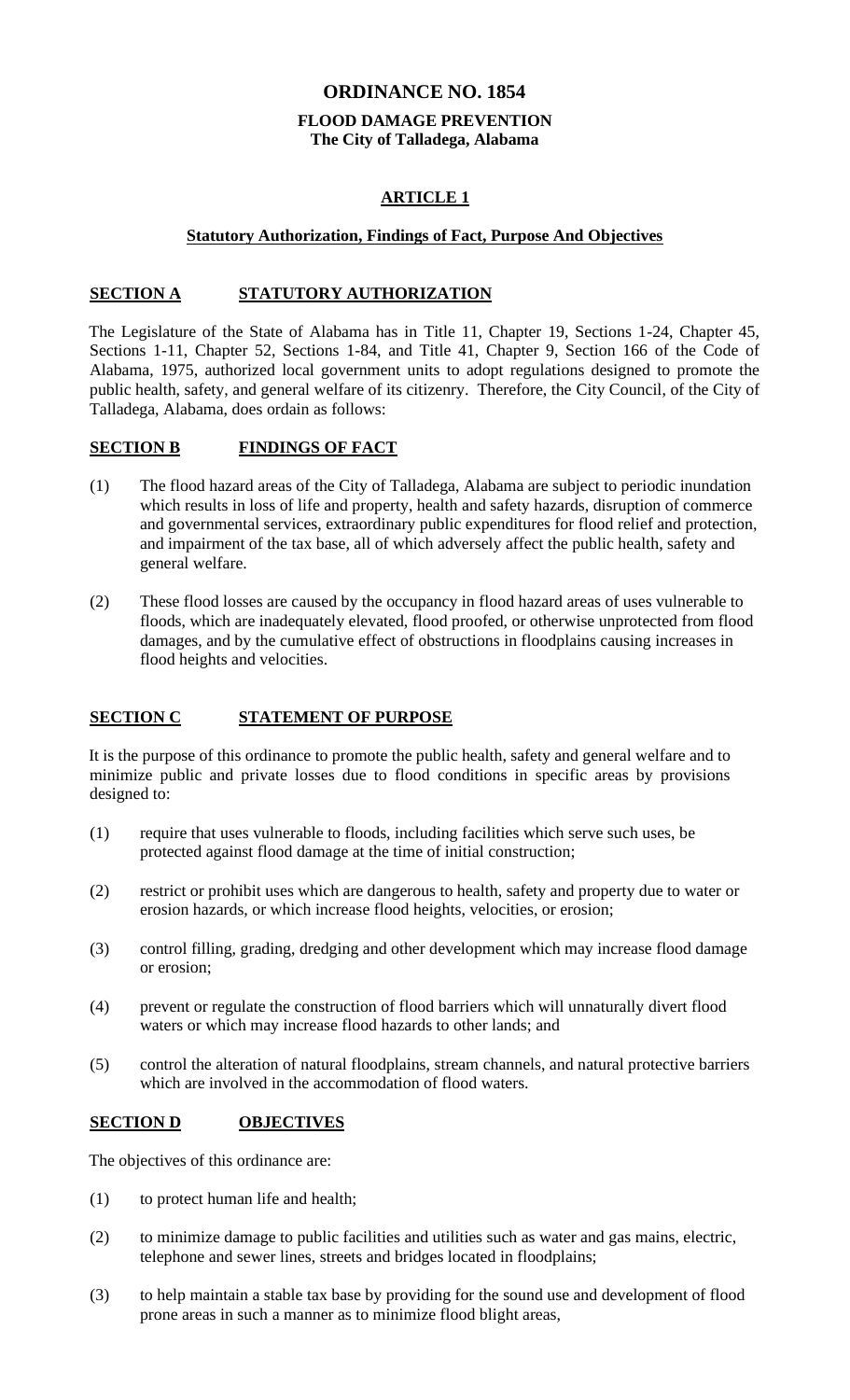# ORDINANCE NO. 1854

## FLOOD DAMAGE PREVENTION
**The City of Talladega, Alabama**

## ARTICLE 1

### Statutory Authorization, Findings of Fact, Purpose And Objectives

### SECTION A STATUTORY AUTHORIZATION

The Legislature of the State of Alabama has in Title 11, Chapter 19, Sections 1-24, Chapter 45, Sections 1-11, Chapter 52, Sections 1-84, and Title 41, Chapter 9, Section 166 of the Code of Alabama, 1975, authorized local government units to adopt regulations designed to promote the public health, safety, and general welfare of its citizenry. Therefore, the City Council, of the City of Talladega, Alabama, does ordain as follows:

### SECTION B FINDINGS OF FACT

(1) The flood hazard areas of the City of Talladega, Alabama are subject to periodic inundation which results in loss of life and property, health and safety hazards, disruption of commerce and governmental services, extraordinary public expenditures for flood relief and protection, and impairment of the tax base, all of which adversely affect the public health, safety and general welfare.

(2) These flood losses are caused by the occupancy in flood hazard areas of uses vulnerable to floods, which are inadequately elevated, flood proofed, or otherwise unprotected from flood damages, and by the cumulative effect of obstructions in floodplains causing increases in flood heights and velocities.

### SECTION C STATEMENT OF PURPOSE

It is the purpose of this ordinance to promote the public health, safety and general welfare and to minimize public and private losses due to flood conditions in specific areas by provisions designed to:

(1) require that uses vulnerable to floods, including facilities which serve such uses, be protected against flood damage at the time of initial construction;

(2) restrict or prohibit uses which are dangerous to health, safety and property due to water or erosion hazards, or which increase flood heights, velocities, or erosion;

(3) control filling, grading, dredging and other development which may increase flood damage or erosion;

(4) prevent or regulate the construction of flood barriers which will unnaturally divert flood waters or which may increase flood hazards to other lands; and

(5) control the alteration of natural floodplains, stream channels, and natural protective barriers which are involved in the accommodation of flood waters.

### SECTION D OBJECTIVES

The objectives of this ordinance are:

(1) to protect human life and health;

(2) to minimize damage to public facilities and utilities such as water and gas mains, electric, telephone and sewer lines, streets and bridges located in floodplains;

(3) to help maintain a stable tax base by providing for the sound use and development of flood prone areas in such a manner as to minimize flood blight areas,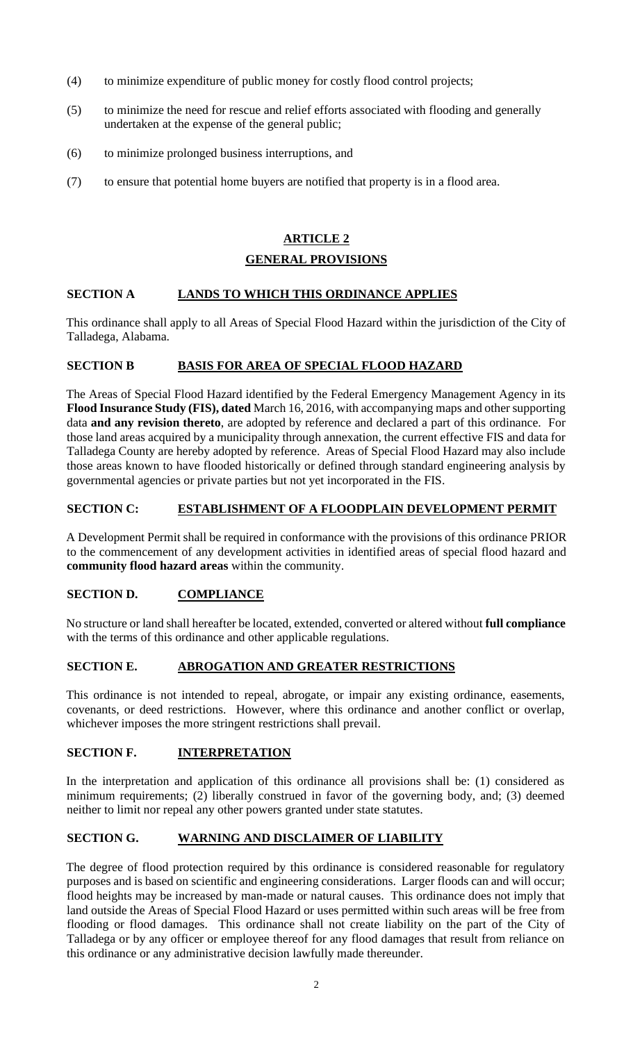(4) to minimize expenditure of public money for costly flood control projects;

(5) to minimize the need for rescue and relief efforts associated with flooding and generally undertaken at the expense of the general public;

(6) to minimize prolonged business interruptions, and

(7) to ensure that potential home buyers are notified that property is in a flood area.

## ARTICLE 2

## GENERAL PROVISIONS

### SECTION A LANDS TO WHICH THIS ORDINANCE APPLIES

This ordinance shall apply to all Areas of Special Flood Hazard within the jurisdiction of the City of Talladega, Alabama.

### SECTION B BASIS FOR AREA OF SPECIAL FLOOD HAZARD

The Areas of Special Flood Hazard identified by the Federal Emergency Management Agency in its **Flood Insurance Study (FIS), dated** March 16, 2016, with accompanying maps and other supporting data **and any revision thereto**, are adopted by reference and declared a part of this ordinance. For those land areas acquired by a municipality through annexation, the current effective FIS and data for Talladega County are hereby adopted by reference. Areas of Special Flood Hazard may also include those areas known to have flooded historically or defined through standard engineering analysis by governmental agencies or private parties but not yet incorporated in the FIS.

### SECTION C: ESTABLISHMENT OF A FLOODPLAIN DEVELOPMENT PERMIT

A Development Permit shall be required in conformance with the provisions of this ordinance PRIOR to the commencement of any development activities in identified areas of special flood hazard and **community flood hazard areas** within the community.

### SECTION D. COMPLIANCE

No structure or land shall hereafter be located, extended, converted or altered without **full compliance** with the terms of this ordinance and other applicable regulations.

### SECTION E. ABROGATION AND GREATER RESTRICTIONS

This ordinance is not intended to repeal, abrogate, or impair any existing ordinance, easements, covenants, or deed restrictions. However, where this ordinance and another conflict or overlap, whichever imposes the more stringent restrictions shall prevail.

### SECTION F. INTERPRETATION

In the interpretation and application of this ordinance all provisions shall be: (1) considered as minimum requirements; (2) liberally construed in favor of the governing body, and; (3) deemed neither to limit nor repeal any other powers granted under state statutes.

### SECTION G. WARNING AND DISCLAIMER OF LIABILITY

The degree of flood protection required by this ordinance is considered reasonable for regulatory purposes and is based on scientific and engineering considerations. Larger floods can and will occur; flood heights may be increased by man-made or natural causes. This ordinance does not imply that land outside the Areas of Special Flood Hazard or uses permitted within such areas will be free from flooding or flood damages. This ordinance shall not create liability on the part of the City of Talladega or by any officer or employee thereof for any flood damages that result from reliance on this ordinance or any administrative decision lawfully made thereunder.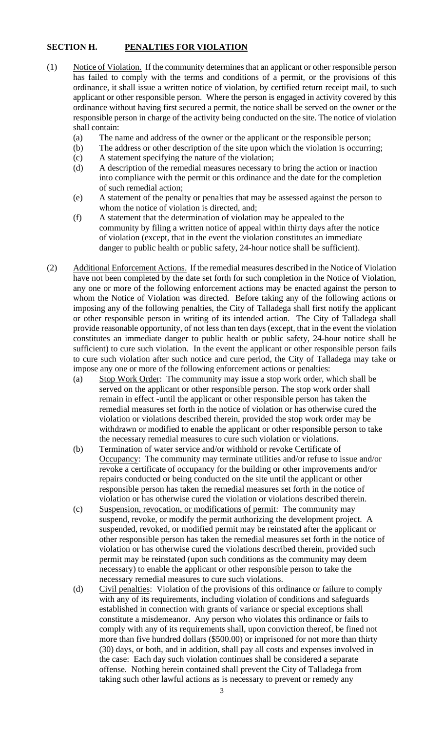## SECTION H. PENALTIES FOR VIOLATION

(1) Notice of Violation. If the community determines that an applicant or other responsible person has failed to comply with the terms and conditions of a permit, or the provisions of this ordinance, it shall issue a written notice of violation, by certified return receipt mail, to such applicant or other responsible person. Where the person is engaged in activity covered by this ordinance without having first secured a permit, the notice shall be served on the owner or the responsible person in charge of the activity being conducted on the site. The notice of violation shall contain:

   (a) The name and address of the owner or the applicant or the responsible person;

   (b) The address or other description of the site upon which the violation is occurring;

   (c) A statement specifying the nature of the violation;

   (d) A description of the remedial measures necessary to bring the action or inaction into compliance with the permit or this ordinance and the date for the completion of such remedial action;

   (e) A statement of the penalty or penalties that may be assessed against the person to whom the notice of violation is directed, and;

   (f) A statement that the determination of violation may be appealed to the community by filing a written notice of appeal within thirty days after the notice of violation (except, that in the event the violation constitutes an immediate danger to public health or public safety, 24-hour notice shall be sufficient).

(2) Additional Enforcement Actions. If the remedial measures described in the Notice of Violation have not been completed by the date set forth for such completion in the Notice of Violation, any one or more of the following enforcement actions may be enacted against the person to whom the Notice of Violation was directed. Before taking any of the following actions or imposing any of the following penalties, the City of Talladega shall first notify the applicant or other responsible person in writing of its intended action. The City of Talladega shall provide reasonable opportunity, of not less than ten days (except, that in the event the violation constitutes an immediate danger to public health or public safety, 24-hour notice shall be sufficient) to cure such violation. In the event the applicant or other responsible person fails to cure such violation after such notice and cure period, the City of Talladega may take or impose any one or more of the following enforcement actions or penalties:

   (a) Stop Work Order: The community may issue a stop work order, which shall be served on the applicant or other responsible person. The stop work order shall remain in effect -until the applicant or other responsible person has taken the remedial measures set forth in the notice of violation or has otherwise cured the violation or violations described therein, provided the stop work order may be withdrawn or modified to enable the applicant or other responsible person to take the necessary remedial measures to cure such violation or violations.

   (b) Termination of water service and/or withhold or revoke Certificate of Occupancy: The community may terminate utilities and/or refuse to issue and/or revoke a certificate of occupancy for the building or other improvements and/or repairs conducted or being conducted on the site until the applicant or other responsible person has taken the remedial measures set forth in the notice of violation or has otherwise cured the violation or violations described therein.

   (c) Suspension, revocation, or modifications of permit: The community may suspend, revoke, or modify the permit authorizing the development project. A suspended, revoked, or modified permit may be reinstated after the applicant or other responsible person has taken the remedial measures set forth in the notice of violation or has otherwise cured the violations described therein, provided such permit may be reinstated (upon such conditions as the community may deem necessary) to enable the applicant or other responsible person to take the necessary remedial measures to cure such violations.

   (d) Civil penalties: Violation of the provisions of this ordinance or failure to comply with any of its requirements, including violation of conditions and safeguards established in connection with grants of variance or special exceptions shall constitute a misdemeanor. Any person who violates this ordinance or fails to comply with any of its requirements shall, upon conviction thereof, be fined not more than five hundred dollars ($500.00) or imprisoned for not more than thirty (30) days, or both, and in addition, shall pay all costs and expenses involved in the case: Each day such violation continues shall be considered a separate offense. Nothing herein contained shall prevent the City of Talladega from taking such other lawful actions as is necessary to prevent or remedy any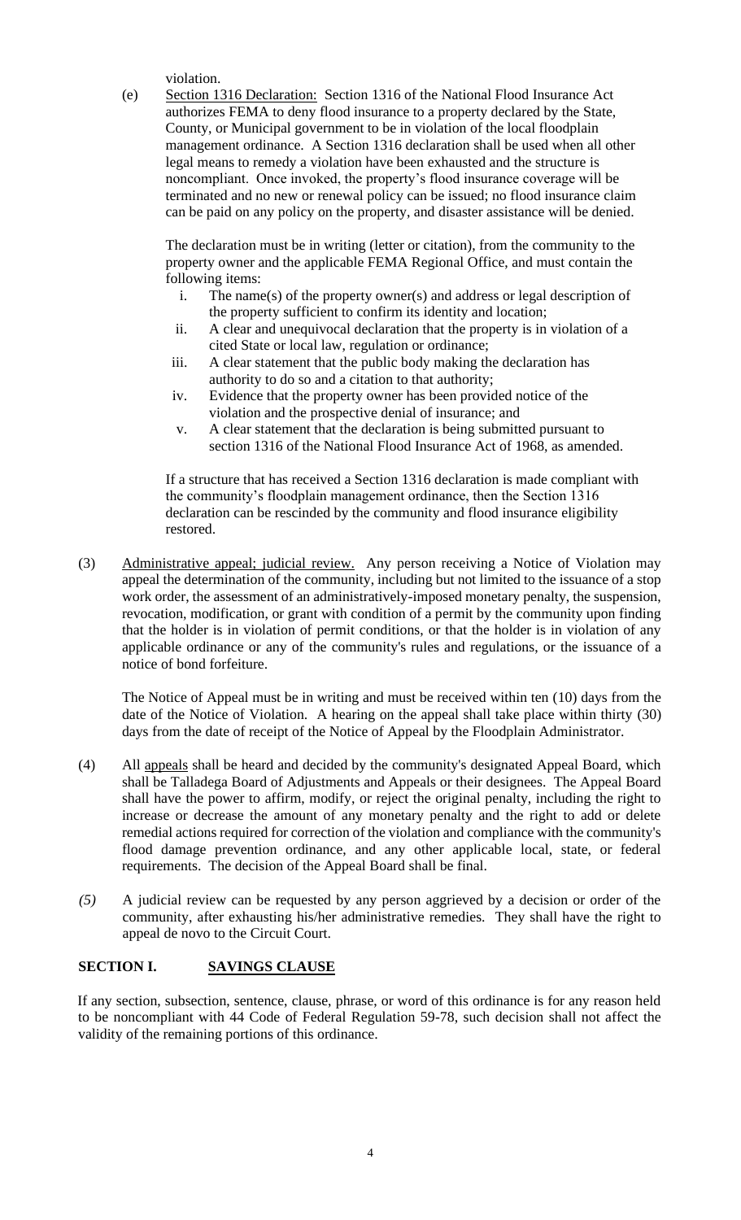violation.

(e) Section 1316 Declaration: Section 1316 of the National Flood Insurance Act authorizes FEMA to deny flood insurance to a property declared by the State, County, or Municipal government to be in violation of the local floodplain management ordinance. A Section 1316 declaration shall be used when all other legal means to remedy a violation have been exhausted and the structure is noncompliant. Once invoked, the property's flood insurance coverage will be terminated and no new or renewal policy can be issued; no flood insurance claim can be paid on any policy on the property, and disaster assistance will be denied.

The declaration must be in writing (letter or citation), from the community to the property owner and the applicable FEMA Regional Office, and must contain the following items:

i. The name(s) of the property owner(s) and address or legal description of the property sufficient to confirm its identity and location;
ii. A clear and unequivocal declaration that the property is in violation of a cited State or local law, regulation or ordinance;
iii. A clear statement that the public body making the declaration has authority to do so and a citation to that authority;
iv. Evidence that the property owner has been provided notice of the violation and the prospective denial of insurance; and
v. A clear statement that the declaration is being submitted pursuant to section 1316 of the National Flood Insurance Act of 1968, as amended.

If a structure that has received a Section 1316 declaration is made compliant with the community's floodplain management ordinance, then the Section 1316 declaration can be rescinded by the community and flood insurance eligibility restored.

(3) Administrative appeal; judicial review. Any person receiving a Notice of Violation may appeal the determination of the community, including but not limited to the issuance of a stop work order, the assessment of an administratively-imposed monetary penalty, the suspension, revocation, modification, or grant with condition of a permit by the community upon finding that the holder is in violation of permit conditions, or that the holder is in violation of any applicable ordinance or any of the community's rules and regulations, or the issuance of a notice of bond forfeiture.

The Notice of Appeal must be in writing and must be received within ten (10) days from the date of the Notice of Violation. A hearing on the appeal shall take place within thirty (30) days from the date of receipt of the Notice of Appeal by the Floodplain Administrator.

(4) All appeals shall be heard and decided by the community's designated Appeal Board, which shall be Talladega Board of Adjustments and Appeals or their designees. The Appeal Board shall have the power to affirm, modify, or reject the original penalty, including the right to increase or decrease the amount of any monetary penalty and the right to add or delete remedial actions required for correction of the violation and compliance with the community's flood damage prevention ordinance, and any other applicable local, state, or federal requirements. The decision of the Appeal Board shall be final.

*(5)* A judicial review can be requested by any person aggrieved by a decision or order of the community, after exhausting his/her administrative remedies. They shall have the right to appeal de novo to the Circuit Court.

## SECTION I. SAVINGS CLAUSE

If any section, subsection, sentence, clause, phrase, or word of this ordinance is for any reason held to be noncompliant with 44 Code of Federal Regulation 59-78, such decision shall not affect the validity of the remaining portions of this ordinance.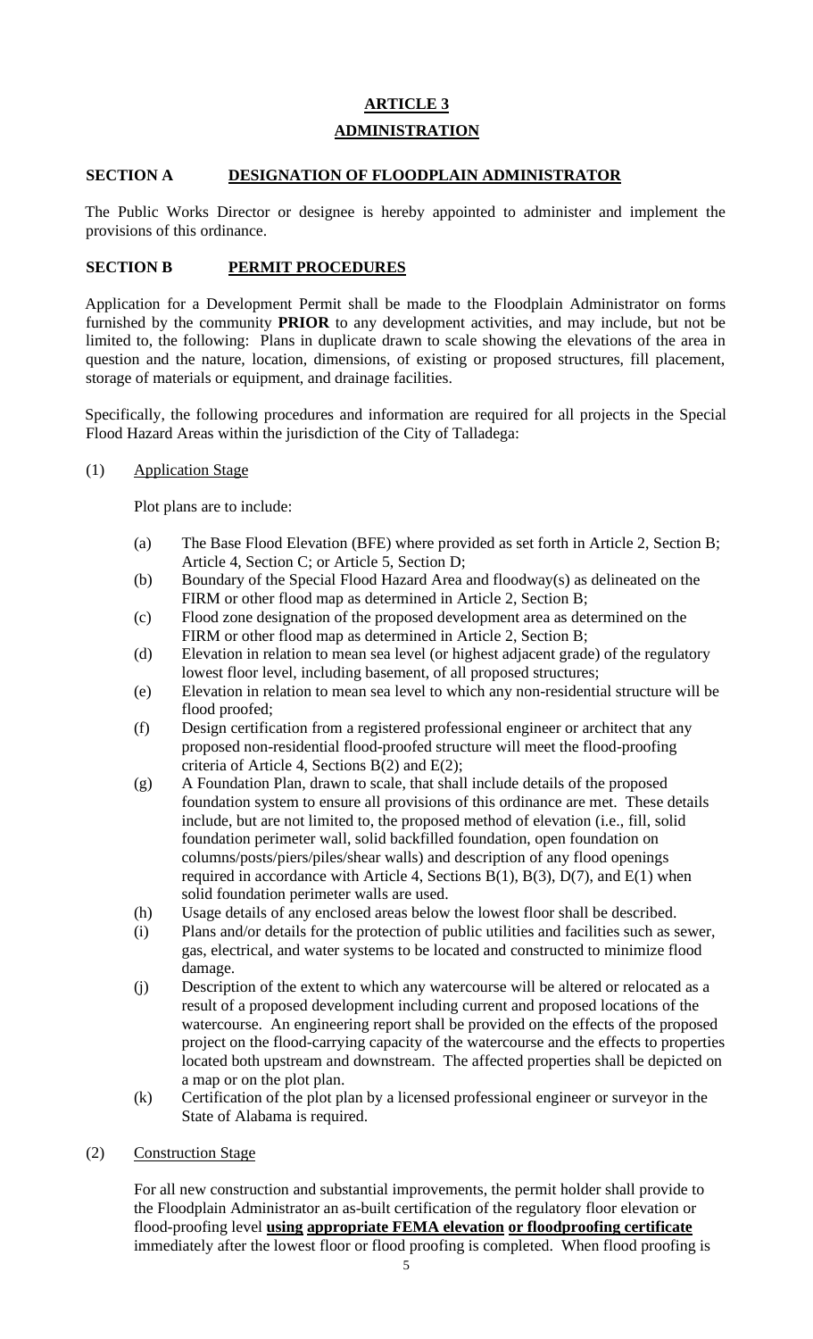# ARTICLE 3

## ADMINISTRATION

### SECTION A DESIGNATION OF FLOODPLAIN ADMINISTRATOR

The Public Works Director or designee is hereby appointed to administer and implement the provisions of this ordinance.

### SECTION B PERMIT PROCEDURES

Application for a Development Permit shall be made to the Floodplain Administrator on forms furnished by the community **PRIOR** to any development activities, and may include, but not be limited to, the following: Plans in duplicate drawn to scale showing the elevations of the area in question and the nature, location, dimensions, of existing or proposed structures, fill placement, storage of materials or equipment, and drainage facilities.

Specifically, the following procedures and information are required for all projects in the Special Flood Hazard Areas within the jurisdiction of the City of Talladega:

(1) Application Stage

Plot plans are to include:

(a) The Base Flood Elevation (BFE) where provided as set forth in Article 2, Section B; Article 4, Section C; or Article 5, Section D;

(b) Boundary of the Special Flood Hazard Area and floodway(s) as delineated on the FIRM or other flood map as determined in Article 2, Section B;

(c) Flood zone designation of the proposed development area as determined on the FIRM or other flood map as determined in Article 2, Section B;

(d) Elevation in relation to mean sea level (or highest adjacent grade) of the regulatory lowest floor level, including basement, of all proposed structures;

(e) Elevation in relation to mean sea level to which any non-residential structure will be flood proofed;

(f) Design certification from a registered professional engineer or architect that any proposed non-residential flood-proofed structure will meet the flood-proofing criteria of Article 4, Sections B(2) and E(2);

(g) A Foundation Plan, drawn to scale, that shall include details of the proposed foundation system to ensure all provisions of this ordinance are met. These details include, but are not limited to, the proposed method of elevation (i.e., fill, solid foundation perimeter wall, solid backfilled foundation, open foundation on columns/posts/piers/piles/shear walls) and description of any flood openings required in accordance with Article 4, Sections B(1), B(3), D(7), and E(1) when solid foundation perimeter walls are used.

(h) Usage details of any enclosed areas below the lowest floor shall be described.

(i) Plans and/or details for the protection of public utilities and facilities such as sewer, gas, electrical, and water systems to be located and constructed to minimize flood damage.

(j) Description of the extent to which any watercourse will be altered or relocated as a result of a proposed development including current and proposed locations of the watercourse. An engineering report shall be provided on the effects of the proposed project on the flood-carrying capacity of the watercourse and the effects to properties located both upstream and downstream. The affected properties shall be depicted on a map or on the plot plan.

(k) Certification of the plot plan by a licensed professional engineer or surveyor in the State of Alabama is required.

(2) Construction Stage

For all new construction and substantial improvements, the permit holder shall provide to the Floodplain Administrator an as-built certification of the regulatory floor elevation or flood-proofing level **using appropriate FEMA elevation or floodproofing certificate** immediately after the lowest floor or flood proofing is completed. When flood proofing is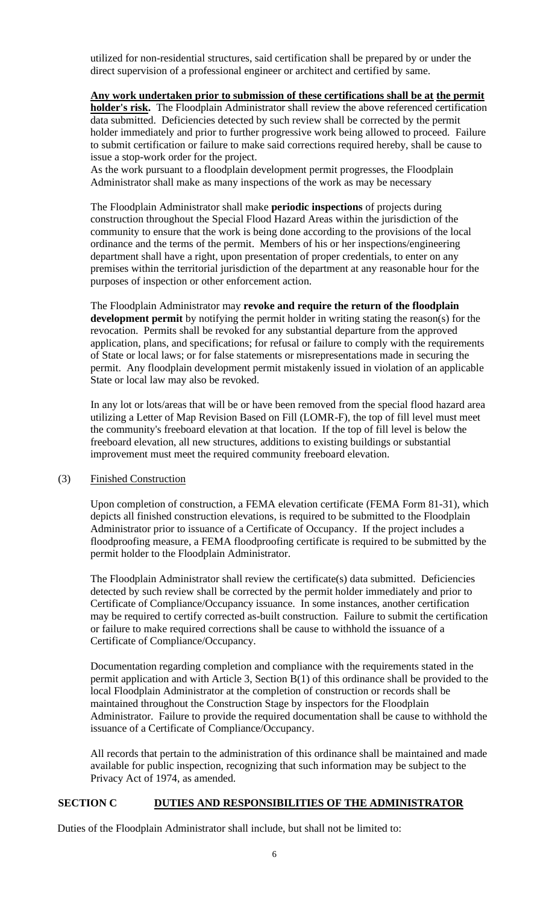utilized for non-residential structures, said certification shall be prepared by or under the direct supervision of a professional engineer or architect and certified by same.

**Any work undertaken prior to submission of these certifications shall be at the permit holder's risk.** The Floodplain Administrator shall review the above referenced certification data submitted. Deficiencies detected by such review shall be corrected by the permit holder immediately and prior to further progressive work being allowed to proceed. Failure to submit certification or failure to make said corrections required hereby, shall be cause to issue a stop-work order for the project.

As the work pursuant to a floodplain development permit progresses, the Floodplain Administrator shall make as many inspections of the work as may be necessary

The Floodplain Administrator shall make **periodic inspections** of projects during construction throughout the Special Flood Hazard Areas within the jurisdiction of the community to ensure that the work is being done according to the provisions of the local ordinance and the terms of the permit. Members of his or her inspections/engineering department shall have a right, upon presentation of proper credentials, to enter on any premises within the territorial jurisdiction of the department at any reasonable hour for the purposes of inspection or other enforcement action.

The Floodplain Administrator may **revoke and require the return of the floodplain development permit** by notifying the permit holder in writing stating the reason(s) for the revocation. Permits shall be revoked for any substantial departure from the approved application, plans, and specifications; for refusal or failure to comply with the requirements of State or local laws; or for false statements or misrepresentations made in securing the permit. Any floodplain development permit mistakenly issued in violation of an applicable State or local law may also be revoked.

In any lot or lots/areas that will be or have been removed from the special flood hazard area utilizing a Letter of Map Revision Based on Fill (LOMR-F), the top of fill level must meet the community's freeboard elevation at that location. If the top of fill level is below the freeboard elevation, all new structures, additions to existing buildings or substantial improvement must meet the required community freeboard elevation.

(3) Finished Construction

Upon completion of construction, a FEMA elevation certificate (FEMA Form 81-31), which depicts all finished construction elevations, is required to be submitted to the Floodplain Administrator prior to issuance of a Certificate of Occupancy. If the project includes a floodproofing measure, a FEMA floodproofing certificate is required to be submitted by the permit holder to the Floodplain Administrator.

The Floodplain Administrator shall review the certificate(s) data submitted. Deficiencies detected by such review shall be corrected by the permit holder immediately and prior to Certificate of Compliance/Occupancy issuance. In some instances, another certification may be required to certify corrected as-built construction. Failure to submit the certification or failure to make required corrections shall be cause to withhold the issuance of a Certificate of Compliance/Occupancy.

Documentation regarding completion and compliance with the requirements stated in the permit application and with Article 3, Section B(1) of this ordinance shall be provided to the local Floodplain Administrator at the completion of construction or records shall be maintained throughout the Construction Stage by inspectors for the Floodplain Administrator. Failure to provide the required documentation shall be cause to withhold the issuance of a Certificate of Compliance/Occupancy.

All records that pertain to the administration of this ordinance shall be maintained and made available for public inspection, recognizing that such information may be subject to the Privacy Act of 1974, as amended.

## SECTION C DUTIES AND RESPONSIBILITIES OF THE ADMINISTRATOR

Duties of the Floodplain Administrator shall include, but shall not be limited to: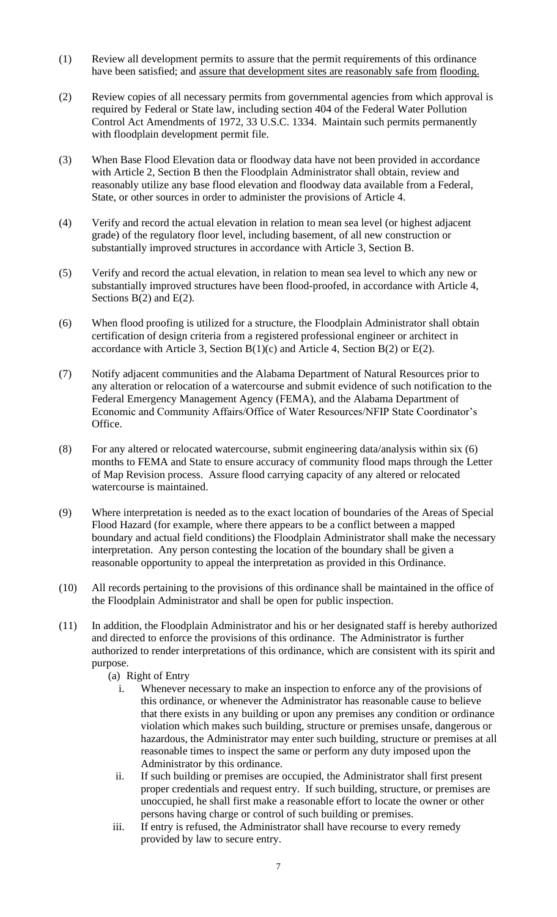(1) Review all development permits to assure that the permit requirements of this ordinance have been satisfied; and assure that development sites are reasonably safe from flooding.

(2) Review copies of all necessary permits from governmental agencies from which approval is required by Federal or State law, including section 404 of the Federal Water Pollution Control Act Amendments of 1972, 33 U.S.C. 1334. Maintain such permits permanently with floodplain development permit file.

(3) When Base Flood Elevation data or floodway data have not been provided in accordance with Article 2, Section B then the Floodplain Administrator shall obtain, review and reasonably utilize any base flood elevation and floodway data available from a Federal, State, or other sources in order to administer the provisions of Article 4.

(4) Verify and record the actual elevation in relation to mean sea level (or highest adjacent grade) of the regulatory floor level, including basement, of all new construction or substantially improved structures in accordance with Article 3, Section B.

(5) Verify and record the actual elevation, in relation to mean sea level to which any new or substantially improved structures have been flood-proofed, in accordance with Article 4, Sections B(2) and E(2).

(6) When flood proofing is utilized for a structure, the Floodplain Administrator shall obtain certification of design criteria from a registered professional engineer or architect in accordance with Article 3, Section B(1)(c) and Article 4, Section B(2) or E(2).

(7) Notify adjacent communities and the Alabama Department of Natural Resources prior to any alteration or relocation of a watercourse and submit evidence of such notification to the Federal Emergency Management Agency (FEMA), and the Alabama Department of Economic and Community Affairs/Office of Water Resources/NFIP State Coordinator's Office.

(8) For any altered or relocated watercourse, submit engineering data/analysis within six (6) months to FEMA and State to ensure accuracy of community flood maps through the Letter of Map Revision process. Assure flood carrying capacity of any altered or relocated watercourse is maintained.

(9) Where interpretation is needed as to the exact location of boundaries of the Areas of Special Flood Hazard (for example, where there appears to be a conflict between a mapped boundary and actual field conditions) the Floodplain Administrator shall make the necessary interpretation. Any person contesting the location of the boundary shall be given a reasonable opportunity to appeal the interpretation as provided in this Ordinance.

(10) All records pertaining to the provisions of this ordinance shall be maintained in the office of the Floodplain Administrator and shall be open for public inspection.

(11) In addition, the Floodplain Administrator and his or her designated staff is hereby authorized and directed to enforce the provisions of this ordinance. The Administrator is further authorized to render interpretations of this ordinance, which are consistent with its spirit and purpose.

   (a) Right of Entry

      i. Whenever necessary to make an inspection to enforce any of the provisions of this ordinance, or whenever the Administrator has reasonable cause to believe that there exists in any building or upon any premises any condition or ordinance violation which makes such building, structure or premises unsafe, dangerous or hazardous, the Administrator may enter such building, structure or premises at all reasonable times to inspect the same or perform any duty imposed upon the Administrator by this ordinance.

      ii. If such building or premises are occupied, the Administrator shall first present proper credentials and request entry. If such building, structure, or premises are unoccupied, he shall first make a reasonable effort to locate the owner or other persons having charge or control of such building or premises.

      iii. If entry is refused, the Administrator shall have recourse to every remedy provided by law to secure entry.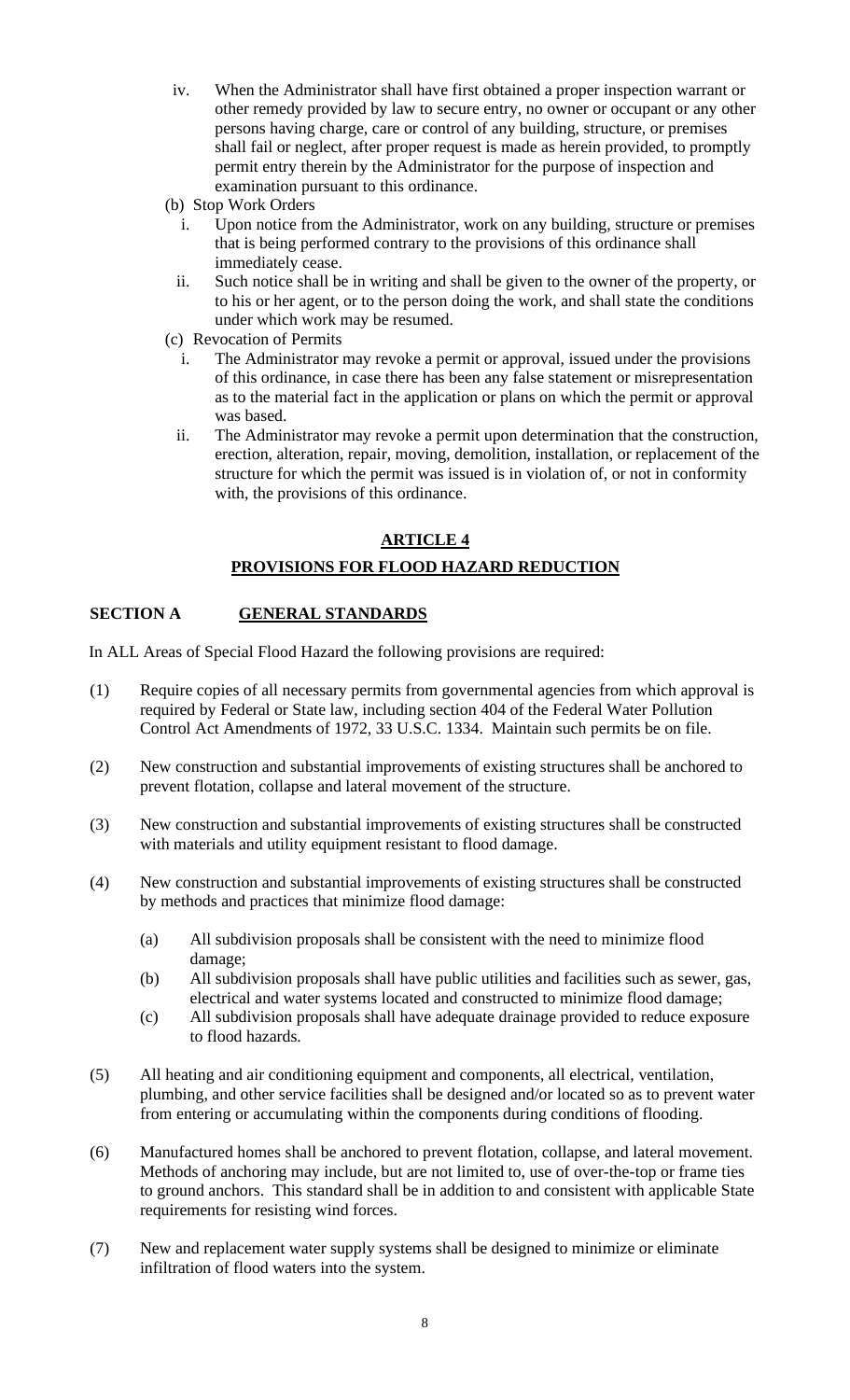iv. When the Administrator shall have first obtained a proper inspection warrant or other remedy provided by law to secure entry, no owner or occupant or any other persons having charge, care or control of any building, structure, or premises shall fail or neglect, after proper request is made as herein provided, to promptly permit entry therein by the Administrator for the purpose of inspection and examination pursuant to this ordinance.

(b) Stop Work Orders

i. Upon notice from the Administrator, work on any building, structure or premises that is being performed contrary to the provisions of this ordinance shall immediately cease.

ii. Such notice shall be in writing and shall be given to the owner of the property, or to his or her agent, or to the person doing the work, and shall state the conditions under which work may be resumed.

(c) Revocation of Permits

i. The Administrator may revoke a permit or approval, issued under the provisions of this ordinance, in case there has been any false statement or misrepresentation as to the material fact in the application or plans on which the permit or approval was based.

ii. The Administrator may revoke a permit upon determination that the construction, erection, alteration, repair, moving, demolition, installation, or replacement of the structure for which the permit was issued is in violation of, or not in conformity with, the provisions of this ordinance.

## ARTICLE 4

## PROVISIONS FOR FLOOD HAZARD REDUCTION

### SECTION A GENERAL STANDARDS

In ALL Areas of Special Flood Hazard the following provisions are required:

(1) Require copies of all necessary permits from governmental agencies from which approval is required by Federal or State law, including section 404 of the Federal Water Pollution Control Act Amendments of 1972, 33 U.S.C. 1334. Maintain such permits be on file.

(2) New construction and substantial improvements of existing structures shall be anchored to prevent flotation, collapse and lateral movement of the structure.

(3) New construction and substantial improvements of existing structures shall be constructed with materials and utility equipment resistant to flood damage.

(4) New construction and substantial improvements of existing structures shall be constructed by methods and practices that minimize flood damage:

(a) All subdivision proposals shall be consistent with the need to minimize flood damage;

(b) All subdivision proposals shall have public utilities and facilities such as sewer, gas, electrical and water systems located and constructed to minimize flood damage;

(c) All subdivision proposals shall have adequate drainage provided to reduce exposure to flood hazards.

(5) All heating and air conditioning equipment and components, all electrical, ventilation, plumbing, and other service facilities shall be designed and/or located so as to prevent water from entering or accumulating within the components during conditions of flooding.

(6) Manufactured homes shall be anchored to prevent flotation, collapse, and lateral movement. Methods of anchoring may include, but are not limited to, use of over-the-top or frame ties to ground anchors. This standard shall be in addition to and consistent with applicable State requirements for resisting wind forces.

(7) New and replacement water supply systems shall be designed to minimize or eliminate infiltration of flood waters into the system.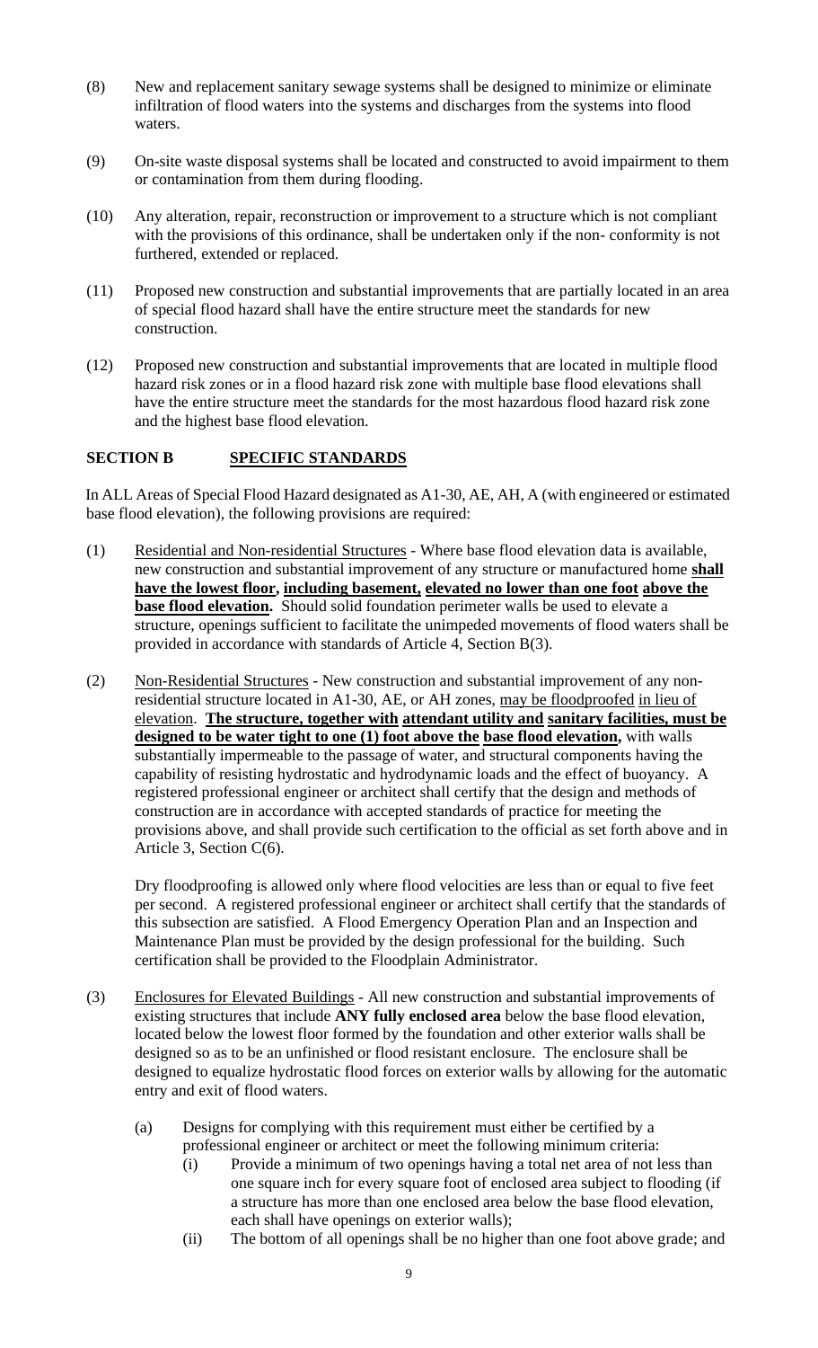(8) New and replacement sanitary sewage systems shall be designed to minimize or eliminate infiltration of flood waters into the systems and discharges from the systems into flood waters.

(9) On-site waste disposal systems shall be located and constructed to avoid impairment to them or contamination from them during flooding.

(10) Any alteration, repair, reconstruction or improvement to a structure which is not compliant with the provisions of this ordinance, shall be undertaken only if the non- conformity is not furthered, extended or replaced.

(11) Proposed new construction and substantial improvements that are partially located in an area of special flood hazard shall have the entire structure meet the standards for new construction.

(12) Proposed new construction and substantial improvements that are located in multiple flood hazard risk zones or in a flood hazard risk zone with multiple base flood elevations shall have the entire structure meet the standards for the most hazardous flood hazard risk zone and the highest base flood elevation.

## SECTION B SPECIFIC STANDARDS

In ALL Areas of Special Flood Hazard designated as A1-30, AE, AH, A (with engineered or estimated base flood elevation), the following provisions are required:

(1) Residential and Non-residential Structures - Where base flood elevation data is available, new construction and substantial improvement of any structure or manufactured home **shall have the lowest floor, including basement, elevated no lower than one foot above the base flood elevation.** Should solid foundation perimeter walls be used to elevate a structure, openings sufficient to facilitate the unimpeded movements of flood waters shall be provided in accordance with standards of Article 4, Section B(3).

(2) Non-Residential Structures - New construction and substantial improvement of any non-residential structure located in A1-30, AE, or AH zones, may be floodproofed in lieu of elevation. **The structure, together with attendant utility and sanitary facilities, must be designed to be water tight to one (1) foot above the base flood elevation,** with walls substantially impermeable to the passage of water, and structural components having the capability of resisting hydrostatic and hydrodynamic loads and the effect of buoyancy. A registered professional engineer or architect shall certify that the design and methods of construction are in accordance with accepted standards of practice for meeting the provisions above, and shall provide such certification to the official as set forth above and in Article 3, Section C(6).

Dry floodproofing is allowed only where flood velocities are less than or equal to five feet per second. A registered professional engineer or architect shall certify that the standards of this subsection are satisfied. A Flood Emergency Operation Plan and an Inspection and Maintenance Plan must be provided by the design professional for the building. Such certification shall be provided to the Floodplain Administrator.

(3) Enclosures for Elevated Buildings - All new construction and substantial improvements of existing structures that include **ANY fully enclosed area** below the base flood elevation, located below the lowest floor formed by the foundation and other exterior walls shall be designed so as to be an unfinished or flood resistant enclosure. The enclosure shall be designed to equalize hydrostatic flood forces on exterior walls by allowing for the automatic entry and exit of flood waters.

   (a) Designs for complying with this requirement must either be certified by a professional engineer or architect or meet the following minimum criteria:
      (i) Provide a minimum of two openings having a total net area of not less than one square inch for every square foot of enclosed area subject to flooding (if a structure has more than one enclosed area below the base flood elevation, each shall have openings on exterior walls);
      (ii) The bottom of all openings shall be no higher than one foot above grade; and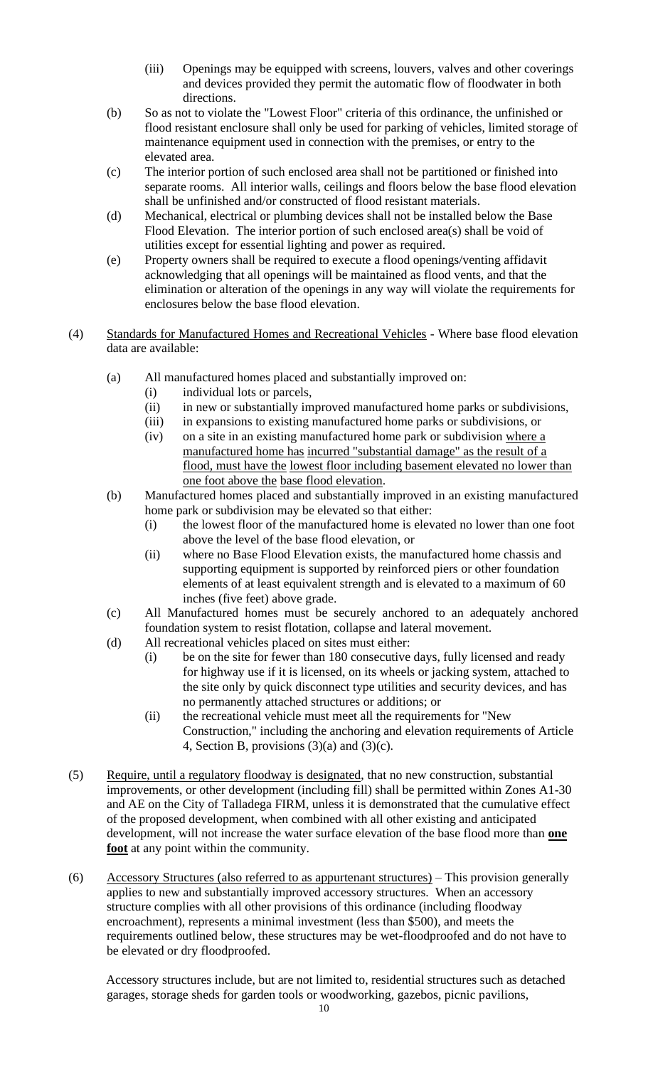- (iii) Openings may be equipped with screens, louvers, valves and other coverings and devices provided they permit the automatic flow of floodwater in both directions.

- (b) So as not to violate the "Lowest Floor" criteria of this ordinance, the unfinished or flood resistant enclosure shall only be used for parking of vehicles, limited storage of maintenance equipment used in connection with the premises, or entry to the elevated area.
- (c) The interior portion of such enclosed area shall not be partitioned or finished into separate rooms. All interior walls, ceilings and floors below the base flood elevation shall be unfinished and/or constructed of flood resistant materials.
- (d) Mechanical, electrical or plumbing devices shall not be installed below the Base Flood Elevation. The interior portion of such enclosed area(s) shall be void of utilities except for essential lighting and power as required.
- (e) Property owners shall be required to execute a flood openings/venting affidavit acknowledging that all openings will be maintained as flood vents, and that the elimination or alteration of the openings in any way will violate the requirements for enclosures below the base flood elevation.

(4) <u>Standards for Manufactured Homes and Recreational Vehicles</u> - Where base flood elevation data are available:

- (a) All manufactured homes placed and substantially improved on:
    - (i) individual lots or parcels,
    - (ii) in new or substantially improved manufactured home parks or subdivisions,
    - (iii) in expansions to existing manufactured home parks or subdivisions, or
    - (iv) on a site in an existing manufactured home park or subdivision <u>where a manufactured home has</u> <u>incurred "substantial damage" as the result of a flood, must have the</u> <u>lowest floor including basement elevated no lower than one foot above the</u> <u>base flood elevation</u>.
- (b) Manufactured homes placed and substantially improved in an existing manufactured home park or subdivision may be elevated so that either:
    - (i) the lowest floor of the manufactured home is elevated no lower than one foot above the level of the base flood elevation, or
    - (ii) where no Base Flood Elevation exists, the manufactured home chassis and supporting equipment is supported by reinforced piers or other foundation elements of at least equivalent strength and is elevated to a maximum of 60 inches (five feet) above grade.
- (c) All Manufactured homes must be securely anchored to an adequately anchored foundation system to resist flotation, collapse and lateral movement.
- (d) All recreational vehicles placed on sites must either:
    - (i) be on the site for fewer than 180 consecutive days, fully licensed and ready for highway use if it is licensed, on its wheels or jacking system, attached to the site only by quick disconnect type utilities and security devices, and has no permanently attached structures or additions; or
    - (ii) the recreational vehicle must meet all the requirements for "New Construction," including the anchoring and elevation requirements of Article 4, Section B, provisions (3)(a) and (3)(c).

(5) <u>Require, until a regulatory floodway is designated</u>, that no new construction, substantial improvements, or other development (including fill) shall be permitted within Zones A1-30 and AE on the City of Talladega FIRM, unless it is demonstrated that the cumulative effect of the proposed development, when combined with all other existing and anticipated development, will not increase the water surface elevation of the base flood more than <u>**one foot**</u> at any point within the community.

(6) <u>Accessory Structures (also referred to as appurtenant structures)</u> – This provision generally applies to new and substantially improved accessory structures. When an accessory structure complies with all other provisions of this ordinance (including floodway encroachment), represents a minimal investment (less than $500), and meets the requirements outlined below, these structures may be wet-floodproofed and do not have to be elevated or dry floodproofed.

Accessory structures include, but are not limited to, residential structures such as detached garages, storage sheds for garden tools or woodworking, gazebos, picnic pavilions,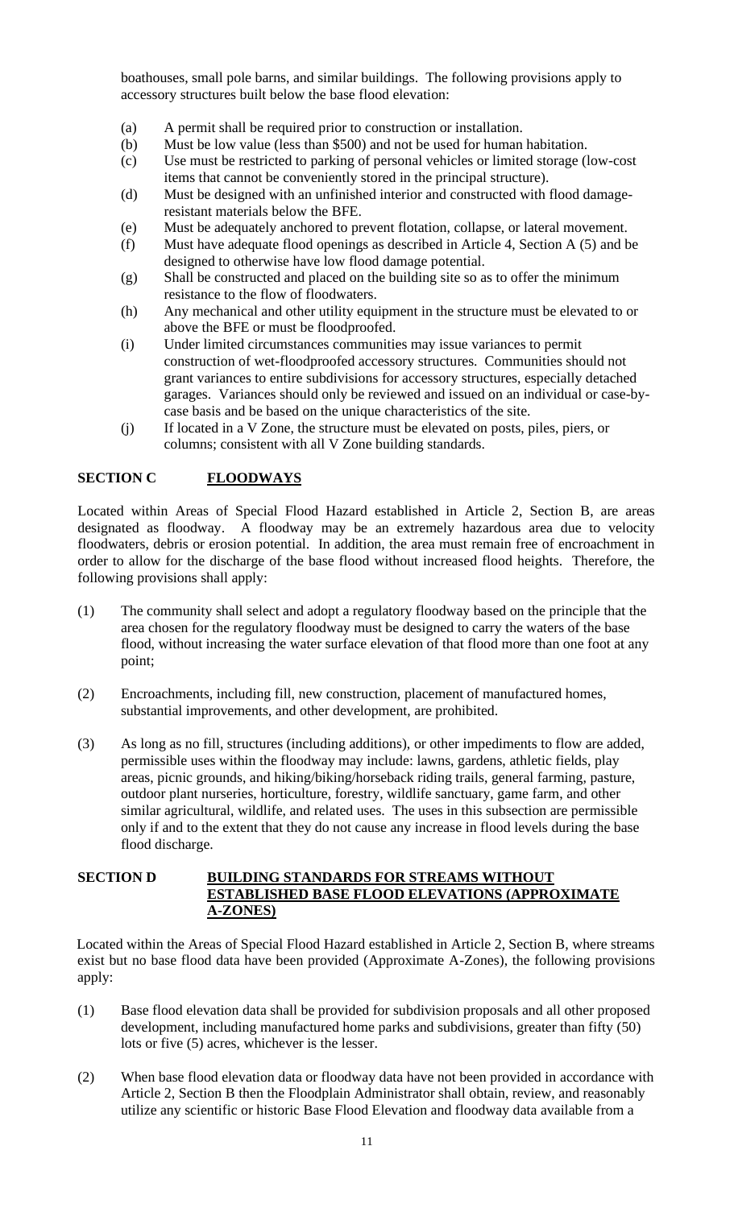boathouses, small pole barns, and similar buildings. The following provisions apply to accessory structures built below the base flood elevation:

(a) A permit shall be required prior to construction or installation.

(b) Must be low value (less than $500) and not be used for human habitation.

(c) Use must be restricted to parking of personal vehicles or limited storage (low-cost items that cannot be conveniently stored in the principal structure).

(d) Must be designed with an unfinished interior and constructed with flood damage-resistant materials below the BFE.

(e) Must be adequately anchored to prevent flotation, collapse, or lateral movement.

(f) Must have adequate flood openings as described in Article 4, Section A (5) and be designed to otherwise have low flood damage potential.

(g) Shall be constructed and placed on the building site so as to offer the minimum resistance to the flow of floodwaters.

(h) Any mechanical and other utility equipment in the structure must be elevated to or above the BFE or must be floodproofed.

(i) Under limited circumstances communities may issue variances to permit construction of wet-floodproofed accessory structures. Communities should not grant variances to entire subdivisions for accessory structures, especially detached garages. Variances should only be reviewed and issued on an individual or case-by-case basis and be based on the unique characteristics of the site.

(j) If located in a V Zone, the structure must be elevated on posts, piles, piers, or columns; consistent with all V Zone building standards.

## SECTION C FLOODWAYS

Located within Areas of Special Flood Hazard established in Article 2, Section B, are areas designated as floodway. A floodway may be an extremely hazardous area due to velocity floodwaters, debris or erosion potential. In addition, the area must remain free of encroachment in order to allow for the discharge of the base flood without increased flood heights. Therefore, the following provisions shall apply:

(1) The community shall select and adopt a regulatory floodway based on the principle that the area chosen for the regulatory floodway must be designed to carry the waters of the base flood, without increasing the water surface elevation of that flood more than one foot at any point;

(2) Encroachments, including fill, new construction, placement of manufactured homes, substantial improvements, and other development, are prohibited.

(3) As long as no fill, structures (including additions), or other impediments to flow are added, permissible uses within the floodway may include: lawns, gardens, athletic fields, play areas, picnic grounds, and hiking/biking/horseback riding trails, general farming, pasture, outdoor plant nurseries, horticulture, forestry, wildlife sanctuary, game farm, and other similar agricultural, wildlife, and related uses. The uses in this subsection are permissible only if and to the extent that they do not cause any increase in flood levels during the base flood discharge.

## SECTION D BUILDING STANDARDS FOR STREAMS WITHOUT ESTABLISHED BASE FLOOD ELEVATIONS (APPROXIMATE A-ZONES)

Located within the Areas of Special Flood Hazard established in Article 2, Section B, where streams exist but no base flood data have been provided (Approximate A-Zones), the following provisions apply:

(1) Base flood elevation data shall be provided for subdivision proposals and all other proposed development, including manufactured home parks and subdivisions, greater than fifty (50) lots or five (5) acres, whichever is the lesser.

(2) When base flood elevation data or floodway data have not been provided in accordance with Article 2, Section B then the Floodplain Administrator shall obtain, review, and reasonably utilize any scientific or historic Base Flood Elevation and floodway data available from a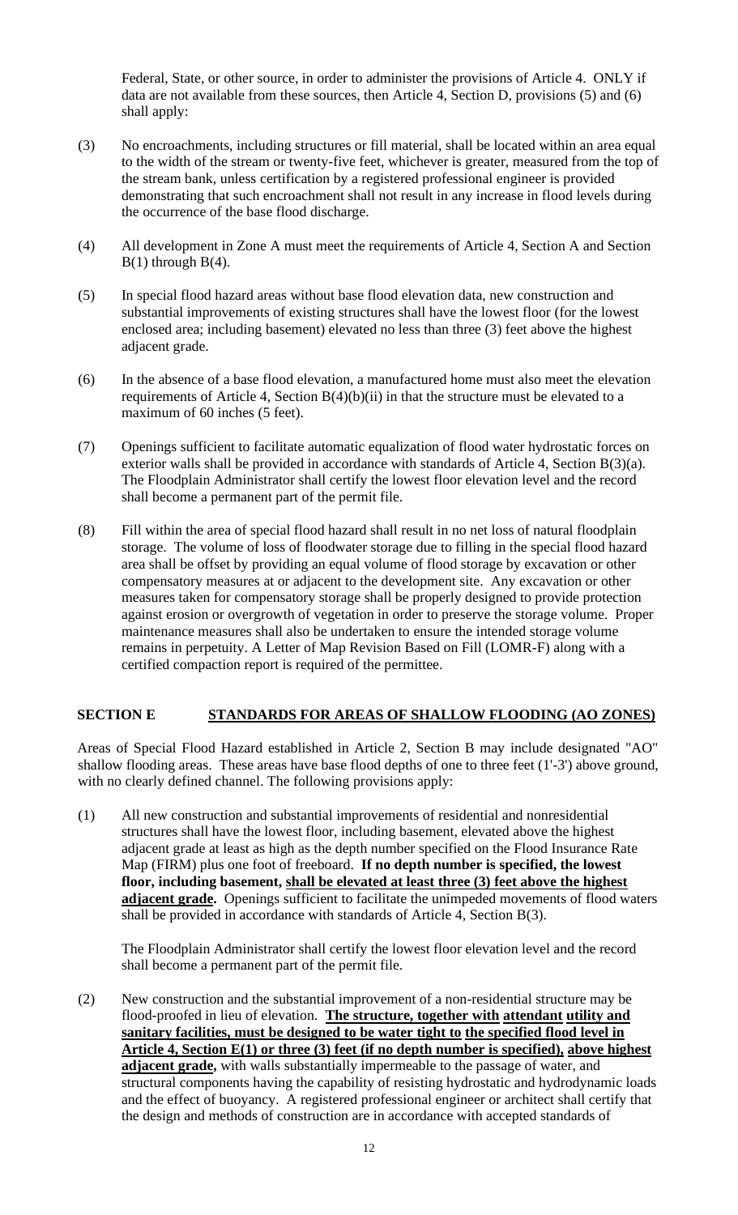Federal, State, or other source, in order to administer the provisions of Article 4. ONLY if data are not available from these sources, then Article 4, Section D, provisions (5) and (6) shall apply:

(3) No encroachments, including structures or fill material, shall be located within an area equal to the width of the stream or twenty-five feet, whichever is greater, measured from the top of the stream bank, unless certification by a registered professional engineer is provided demonstrating that such encroachment shall not result in any increase in flood levels during the occurrence of the base flood discharge.

(4) All development in Zone A must meet the requirements of Article 4, Section A and Section B(1) through B(4).

(5) In special flood hazard areas without base flood elevation data, new construction and substantial improvements of existing structures shall have the lowest floor (for the lowest enclosed area; including basement) elevated no less than three (3) feet above the highest adjacent grade.

(6) In the absence of a base flood elevation, a manufactured home must also meet the elevation requirements of Article 4, Section B(4)(b)(ii) in that the structure must be elevated to a maximum of 60 inches (5 feet).

(7) Openings sufficient to facilitate automatic equalization of flood water hydrostatic forces on exterior walls shall be provided in accordance with standards of Article 4, Section B(3)(a). The Floodplain Administrator shall certify the lowest floor elevation level and the record shall become a permanent part of the permit file.

(8) Fill within the area of special flood hazard shall result in no net loss of natural floodplain storage. The volume of loss of floodwater storage due to filling in the special flood hazard area shall be offset by providing an equal volume of flood storage by excavation or other compensatory measures at or adjacent to the development site. Any excavation or other measures taken for compensatory storage shall be properly designed to provide protection against erosion or overgrowth of vegetation in order to preserve the storage volume. Proper maintenance measures shall also be undertaken to ensure the intended storage volume remains in perpetuity. A Letter of Map Revision Based on Fill (LOMR-F) along with a certified compaction report is required of the permittee.

## SECTION E STANDARDS FOR AREAS OF SHALLOW FLOODING (AO ZONES)

Areas of Special Flood Hazard established in Article 2, Section B may include designated "AO" shallow flooding areas. These areas have base flood depths of one to three feet (1'-3') above ground, with no clearly defined channel. The following provisions apply:

(1) All new construction and substantial improvements of residential and nonresidential structures shall have the lowest floor, including basement, elevated above the highest adjacent grade at least as high as the depth number specified on the Flood Insurance Rate Map (FIRM) plus one foot of freeboard. **If no depth number is specified, the lowest floor, including basement, shall be elevated at least three (3) feet above the highest adjacent grade.** Openings sufficient to facilitate the unimpeded movements of flood waters shall be provided in accordance with standards of Article 4, Section B(3).

The Floodplain Administrator shall certify the lowest floor elevation level and the record shall become a permanent part of the permit file.

(2) New construction and the substantial improvement of a non-residential structure may be flood-proofed in lieu of elevation. **The structure, together with attendant utility and sanitary facilities, must be designed to be water tight to the specified flood level in Article 4, Section E(1) or three (3) feet (if no depth number is specified), above highest adjacent grade,** with walls substantially impermeable to the passage of water, and structural components having the capability of resisting hydrostatic and hydrodynamic loads and the effect of buoyancy. A registered professional engineer or architect shall certify that the design and methods of construction are in accordance with accepted standards of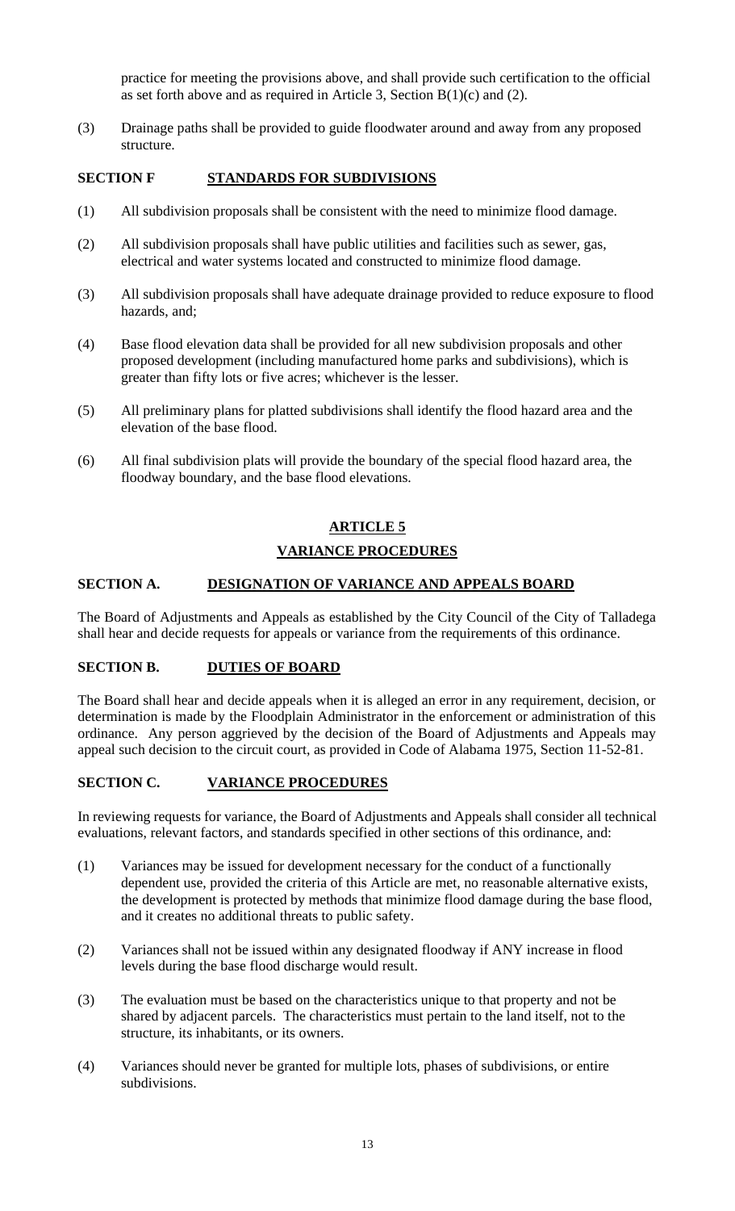practice for meeting the provisions above, and shall provide such certification to the official as set forth above and as required in Article 3, Section B(1)(c) and (2).

(3) Drainage paths shall be provided to guide floodwater around and away from any proposed structure.

**SECTION F STANDARDS FOR SUBDIVISIONS**

(1) All subdivision proposals shall be consistent with the need to minimize flood damage.

(2) All subdivision proposals shall have public utilities and facilities such as sewer, gas, electrical and water systems located and constructed to minimize flood damage.

(3) All subdivision proposals shall have adequate drainage provided to reduce exposure to flood hazards, and;

(4) Base flood elevation data shall be provided for all new subdivision proposals and other proposed development (including manufactured home parks and subdivisions), which is greater than fifty lots or five acres; whichever is the lesser.

(5) All preliminary plans for platted subdivisions shall identify the flood hazard area and the elevation of the base flood.

(6) All final subdivision plats will provide the boundary of the special flood hazard area, the floodway boundary, and the base flood elevations.

## ARTICLE 5

## VARIANCE PROCEDURES

**SECTION A. DESIGNATION OF VARIANCE AND APPEALS BOARD**

The Board of Adjustments and Appeals as established by the City Council of the City of Talladega shall hear and decide requests for appeals or variance from the requirements of this ordinance.

**SECTION B. DUTIES OF BOARD**

The Board shall hear and decide appeals when it is alleged an error in any requirement, decision, or determination is made by the Floodplain Administrator in the enforcement or administration of this ordinance. Any person aggrieved by the decision of the Board of Adjustments and Appeals may appeal such decision to the circuit court, as provided in Code of Alabama 1975, Section 11-52-81.

**SECTION C. VARIANCE PROCEDURES**

In reviewing requests for variance, the Board of Adjustments and Appeals shall consider all technical evaluations, relevant factors, and standards specified in other sections of this ordinance, and:

(1) Variances may be issued for development necessary for the conduct of a functionally dependent use, provided the criteria of this Article are met, no reasonable alternative exists, the development is protected by methods that minimize flood damage during the base flood, and it creates no additional threats to public safety.

(2) Variances shall not be issued within any designated floodway if ANY increase in flood levels during the base flood discharge would result.

(3) The evaluation must be based on the characteristics unique to that property and not be shared by adjacent parcels. The characteristics must pertain to the land itself, not to the structure, its inhabitants, or its owners.

(4) Variances should never be granted for multiple lots, phases of subdivisions, or entire subdivisions.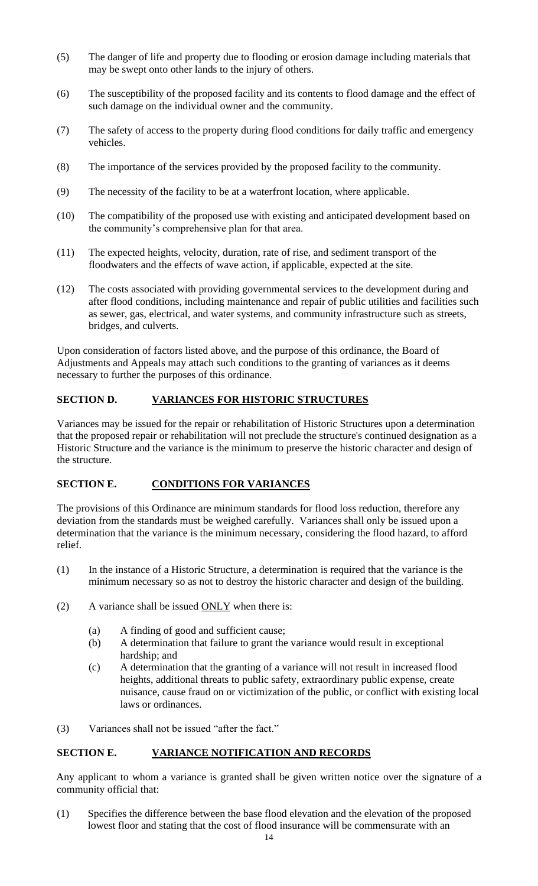(5) The danger of life and property due to flooding or erosion damage including materials that may be swept onto other lands to the injury of others.

(6) The susceptibility of the proposed facility and its contents to flood damage and the effect of such damage on the individual owner and the community.

(7) The safety of access to the property during flood conditions for daily traffic and emergency vehicles.

(8) The importance of the services provided by the proposed facility to the community.

(9) The necessity of the facility to be at a waterfront location, where applicable.

(10) The compatibility of the proposed use with existing and anticipated development based on the community's comprehensive plan for that area.

(11) The expected heights, velocity, duration, rate of rise, and sediment transport of the floodwaters and the effects of wave action, if applicable, expected at the site.

(12) The costs associated with providing governmental services to the development during and after flood conditions, including maintenance and repair of public utilities and facilities such as sewer, gas, electrical, and water systems, and community infrastructure such as streets, bridges, and culverts.

Upon consideration of factors listed above, and the purpose of this ordinance, the Board of Adjustments and Appeals may attach such conditions to the granting of variances as it deems necessary to further the purposes of this ordinance.

## SECTION D. VARIANCES FOR HISTORIC STRUCTURES

Variances may be issued for the repair or rehabilitation of Historic Structures upon a determination that the proposed repair or rehabilitation will not preclude the structure's continued designation as a Historic Structure and the variance is the minimum to preserve the historic character and design of the structure.

## SECTION E. CONDITIONS FOR VARIANCES

The provisions of this Ordinance are minimum standards for flood loss reduction, therefore any deviation from the standards must be weighed carefully. Variances shall only be issued upon a determination that the variance is the minimum necessary, considering the flood hazard, to afford relief.

(1) In the instance of a Historic Structure, a determination is required that the variance is the minimum necessary so as not to destroy the historic character and design of the building.

(2) A variance shall be issued ONLY when there is:

   (a) A finding of good and sufficient cause;
   (b) A determination that failure to grant the variance would result in exceptional hardship; and
   (c) A determination that the granting of a variance will not result in increased flood heights, additional threats to public safety, extraordinary public expense, create nuisance, cause fraud on or victimization of the public, or conflict with existing local laws or ordinances.

(3) Variances shall not be issued "after the fact."

## SECTION E. VARIANCE NOTIFICATION AND RECORDS

Any applicant to whom a variance is granted shall be given written notice over the signature of a community official that:

(1) Specifies the difference between the base flood elevation and the elevation of the proposed lowest floor and stating that the cost of flood insurance will be commensurate with an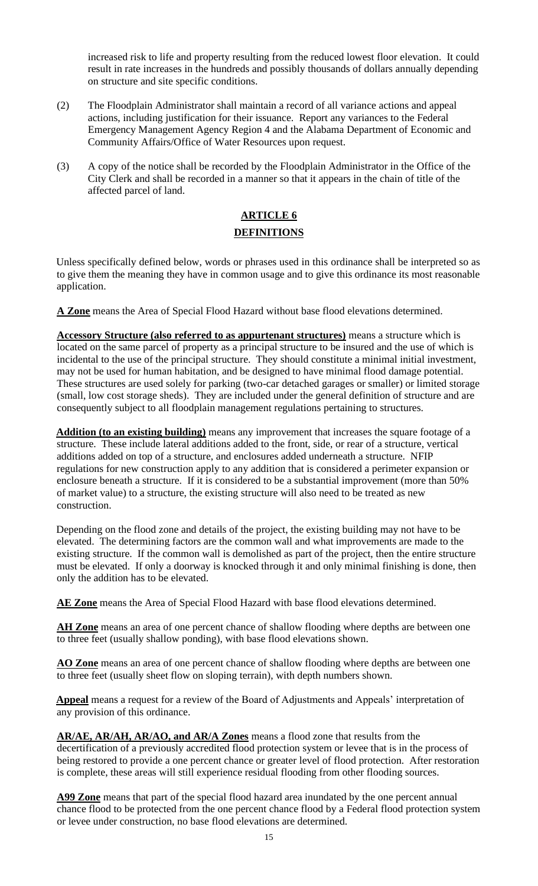increased risk to life and property resulting from the reduced lowest floor elevation. It could result in rate increases in the hundreds and possibly thousands of dollars annually depending on structure and site specific conditions.

(2) The Floodplain Administrator shall maintain a record of all variance actions and appeal actions, including justification for their issuance. Report any variances to the Federal Emergency Management Agency Region 4 and the Alabama Department of Economic and Community Affairs/Office of Water Resources upon request.

(3) A copy of the notice shall be recorded by the Floodplain Administrator in the Office of the City Clerk and shall be recorded in a manner so that it appears in the chain of title of the affected parcel of land.

## ARTICLE 6

## DEFINITIONS

Unless specifically defined below, words or phrases used in this ordinance shall be interpreted so as to give them the meaning they have in common usage and to give this ordinance its most reasonable application.

**A Zone** means the Area of Special Flood Hazard without base flood elevations determined.

**Accessory Structure (also referred to as appurtenant structures)** means a structure which is located on the same parcel of property as a principal structure to be insured and the use of which is incidental to the use of the principal structure. They should constitute a minimal initial investment, may not be used for human habitation, and be designed to have minimal flood damage potential. These structures are used solely for parking (two-car detached garages or smaller) or limited storage (small, low cost storage sheds). They are included under the general definition of structure and are consequently subject to all floodplain management regulations pertaining to structures.

**Addition (to an existing building)** means any improvement that increases the square footage of a structure. These include lateral additions added to the front, side, or rear of a structure, vertical additions added on top of a structure, and enclosures added underneath a structure. NFIP regulations for new construction apply to any addition that is considered a perimeter expansion or enclosure beneath a structure. If it is considered to be a substantial improvement (more than 50% of market value) to a structure, the existing structure will also need to be treated as new construction.

Depending on the flood zone and details of the project, the existing building may not have to be elevated. The determining factors are the common wall and what improvements are made to the existing structure. If the common wall is demolished as part of the project, then the entire structure must be elevated. If only a doorway is knocked through it and only minimal finishing is done, then only the addition has to be elevated.

**AE Zone** means the Area of Special Flood Hazard with base flood elevations determined.

**AH Zone** means an area of one percent chance of shallow flooding where depths are between one to three feet (usually shallow ponding), with base flood elevations shown.

**AO Zone** means an area of one percent chance of shallow flooding where depths are between one to three feet (usually sheet flow on sloping terrain), with depth numbers shown.

**Appeal** means a request for a review of the Board of Adjustments and Appeals' interpretation of any provision of this ordinance.

**AR/AE, AR/AH, AR/AO, and AR/A Zones** means a flood zone that results from the decertification of a previously accredited flood protection system or levee that is in the process of being restored to provide a one percent chance or greater level of flood protection. After restoration is complete, these areas will still experience residual flooding from other flooding sources.

**A99 Zone** means that part of the special flood hazard area inundated by the one percent annual chance flood to be protected from the one percent chance flood by a Federal flood protection system or levee under construction, no base flood elevations are determined.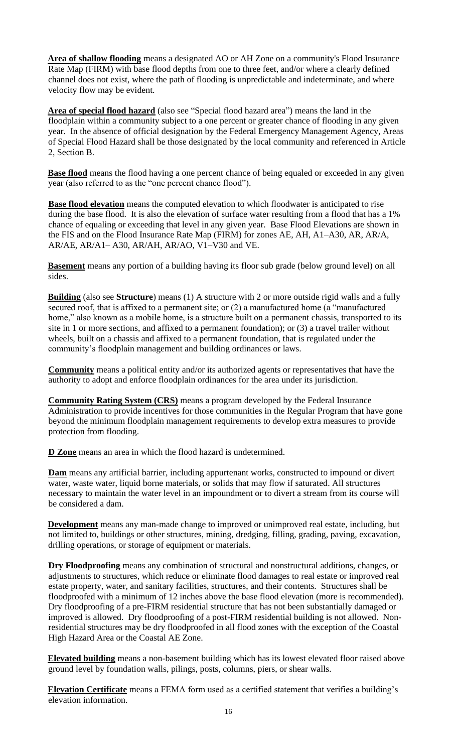**Area of shallow flooding** means a designated AO or AH Zone on a community's Flood Insurance Rate Map (FIRM) with base flood depths from one to three feet, and/or where a clearly defined channel does not exist, where the path of flooding is unpredictable and indeterminate, and where velocity flow may be evident.

**Area of special flood hazard** (also see "Special flood hazard area") means the land in the floodplain within a community subject to a one percent or greater chance of flooding in any given year. In the absence of official designation by the Federal Emergency Management Agency, Areas of Special Flood Hazard shall be those designated by the local community and referenced in Article 2, Section B.

**Base flood** means the flood having a one percent chance of being equaled or exceeded in any given year (also referred to as the "one percent chance flood").

**Base flood elevation** means the computed elevation to which floodwater is anticipated to rise during the base flood. It is also the elevation of surface water resulting from a flood that has a 1% chance of equaling or exceeding that level in any given year. Base Flood Elevations are shown in the FIS and on the Flood Insurance Rate Map (FIRM) for zones AE, AH, A1–A30, AR, AR/A, AR/AE, AR/A1– A30, AR/AH, AR/AO, V1–V30 and VE.

**Basement** means any portion of a building having its floor sub grade (below ground level) on all sides.

**Building** (also see **Structure**) means (1) A structure with 2 or more outside rigid walls and a fully secured roof, that is affixed to a permanent site; or (2) a manufactured home (a "manufactured home," also known as a mobile home, is a structure built on a permanent chassis, transported to its site in 1 or more sections, and affixed to a permanent foundation); or (3) a travel trailer without wheels, built on a chassis and affixed to a permanent foundation, that is regulated under the community's floodplain management and building ordinances or laws.

**Community** means a political entity and/or its authorized agents or representatives that have the authority to adopt and enforce floodplain ordinances for the area under its jurisdiction.

**Community Rating System (CRS)** means a program developed by the Federal Insurance Administration to provide incentives for those communities in the Regular Program that have gone beyond the minimum floodplain management requirements to develop extra measures to provide protection from flooding.

**D Zone** means an area in which the flood hazard is undetermined.

**Dam** means any artificial barrier, including appurtenant works, constructed to impound or divert water, waste water, liquid borne materials, or solids that may flow if saturated. All structures necessary to maintain the water level in an impoundment or to divert a stream from its course will be considered a dam.

**Development** means any man-made change to improved or unimproved real estate, including, but not limited to, buildings or other structures, mining, dredging, filling, grading, paving, excavation, drilling operations, or storage of equipment or materials.

**Dry Floodproofing** means any combination of structural and nonstructural additions, changes, or adjustments to structures, which reduce or eliminate flood damages to real estate or improved real estate property, water, and sanitary facilities, structures, and their contents. Structures shall be floodproofed with a minimum of 12 inches above the base flood elevation (more is recommended). Dry floodproofing of a pre-FIRM residential structure that has not been substantially damaged or improved is allowed. Dry floodproofing of a post-FIRM residential building is not allowed. Non-residential structures may be dry floodproofed in all flood zones with the exception of the Coastal High Hazard Area or the Coastal AE Zone.

**Elevated building** means a non-basement building which has its lowest elevated floor raised above ground level by foundation walls, pilings, posts, columns, piers, or shear walls.

**Elevation Certificate** means a FEMA form used as a certified statement that verifies a building's elevation information.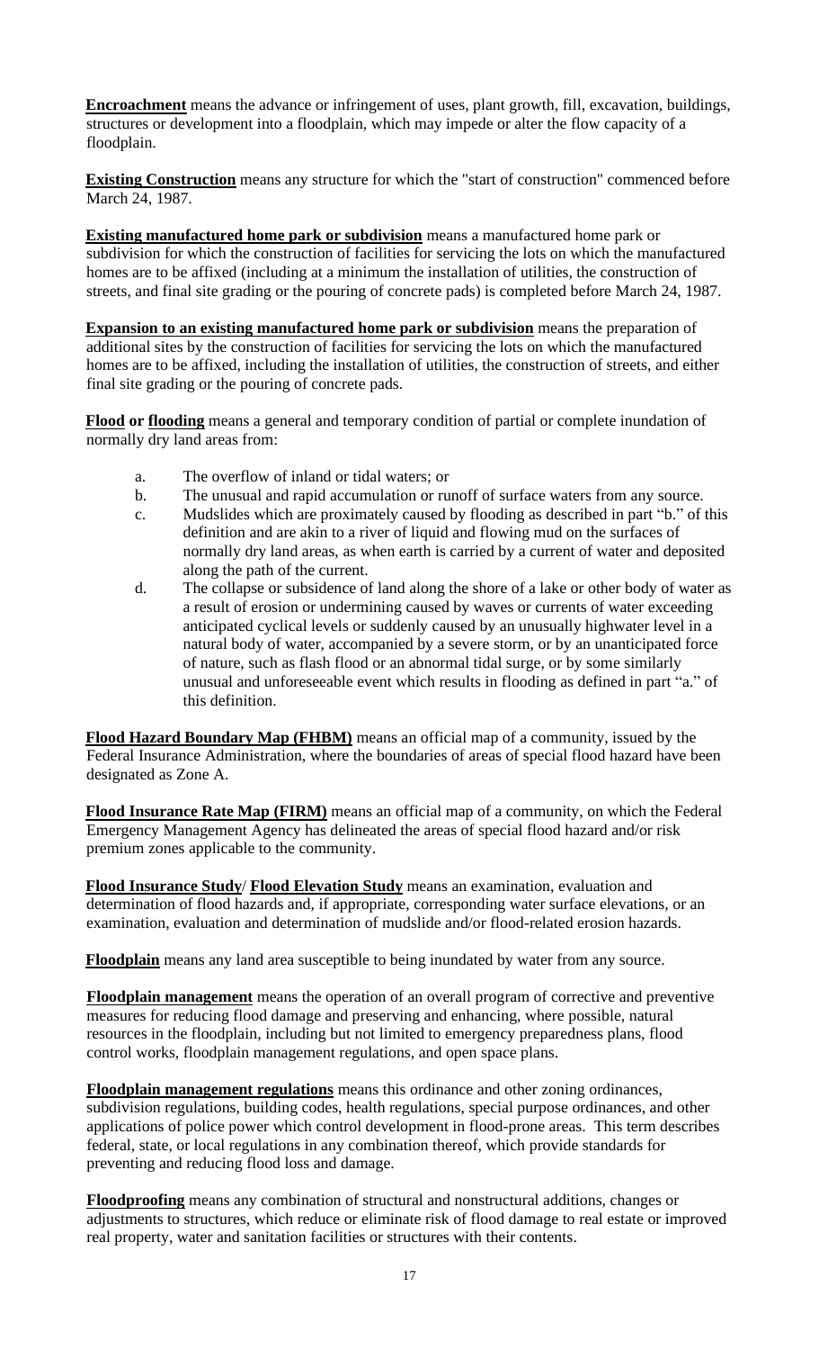**Encroachment** means the advance or infringement of uses, plant growth, fill, excavation, buildings, structures or development into a floodplain, which may impede or alter the flow capacity of a floodplain.

**Existing Construction** means any structure for which the "start of construction" commenced before March 24, 1987.

**Existing manufactured home park or subdivision** means a manufactured home park or subdivision for which the construction of facilities for servicing the lots on which the manufactured homes are to be affixed (including at a minimum the installation of utilities, the construction of streets, and final site grading or the pouring of concrete pads) is completed before March 24, 1987.

**Expansion to an existing manufactured home park or subdivision** means the preparation of additional sites by the construction of facilities for servicing the lots on which the manufactured homes are to be affixed, including the installation of utilities, the construction of streets, and either final site grading or the pouring of concrete pads.

**Flood or flooding** means a general and temporary condition of partial or complete inundation of normally dry land areas from:

a. The overflow of inland or tidal waters; or
b. The unusual and rapid accumulation or runoff of surface waters from any source.
c. Mudslides which are proximately caused by flooding as described in part "b." of this definition and are akin to a river of liquid and flowing mud on the surfaces of normally dry land areas, as when earth is carried by a current of water and deposited along the path of the current.
d. The collapse or subsidence of land along the shore of a lake or other body of water as a result of erosion or undermining caused by waves or currents of water exceeding anticipated cyclical levels or suddenly caused by an unusually highwater level in a natural body of water, accompanied by a severe storm, or by an unanticipated force of nature, such as flash flood or an abnormal tidal surge, or by some similarly unusual and unforeseeable event which results in flooding as defined in part "a." of this definition.

**Flood Hazard Boundary Map (FHBM)** means an official map of a community, issued by the Federal Insurance Administration, where the boundaries of areas of special flood hazard have been designated as Zone A.

**Flood Insurance Rate Map (FIRM)** means an official map of a community, on which the Federal Emergency Management Agency has delineated the areas of special flood hazard and/or risk premium zones applicable to the community.

**Flood Insurance Study/ Flood Elevation Study** means an examination, evaluation and determination of flood hazards and, if appropriate, corresponding water surface elevations, or an examination, evaluation and determination of mudslide and/or flood-related erosion hazards.

**Floodplain** means any land area susceptible to being inundated by water from any source.

**Floodplain management** means the operation of an overall program of corrective and preventive measures for reducing flood damage and preserving and enhancing, where possible, natural resources in the floodplain, including but not limited to emergency preparedness plans, flood control works, floodplain management regulations, and open space plans.

**Floodplain management regulations** means this ordinance and other zoning ordinances, subdivision regulations, building codes, health regulations, special purpose ordinances, and other applications of police power which control development in flood-prone areas. This term describes federal, state, or local regulations in any combination thereof, which provide standards for preventing and reducing flood loss and damage.

**Floodproofing** means any combination of structural and nonstructural additions, changes or adjustments to structures, which reduce or eliminate risk of flood damage to real estate or improved real property, water and sanitation facilities or structures with their contents.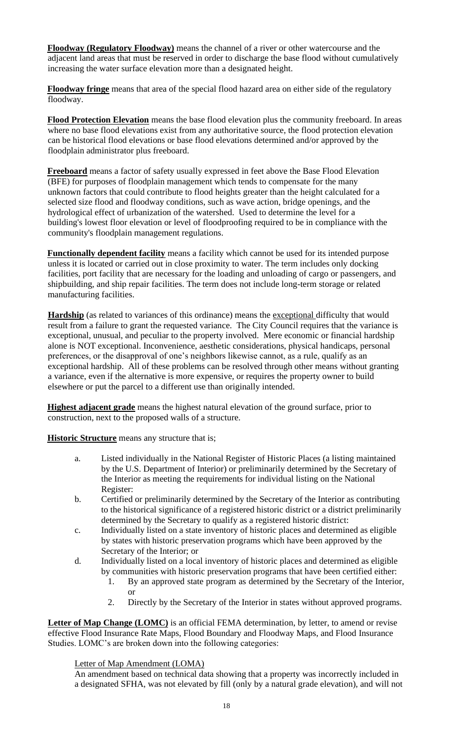**Floodway (Regulatory Floodway)** means the channel of a river or other watercourse and the adjacent land areas that must be reserved in order to discharge the base flood without cumulatively increasing the water surface elevation more than a designated height.

**Floodway fringe** means that area of the special flood hazard area on either side of the regulatory floodway.

**Flood Protection Elevation** means the base flood elevation plus the community freeboard. In areas where no base flood elevations exist from any authoritative source, the flood protection elevation can be historical flood elevations or base flood elevations determined and/or approved by the floodplain administrator plus freeboard.

**Freeboard** means a factor of safety usually expressed in feet above the Base Flood Elevation (BFE) for purposes of floodplain management which tends to compensate for the many unknown factors that could contribute to flood heights greater than the height calculated for a selected size flood and floodway conditions, such as wave action, bridge openings, and the hydrological effect of urbanization of the watershed. Used to determine the level for a building's lowest floor elevation or level of floodproofing required to be in compliance with the community's floodplain management regulations.

**Functionally dependent facility** means a facility which cannot be used for its intended purpose unless it is located or carried out in close proximity to water. The term includes only docking facilities, port facility that are necessary for the loading and unloading of cargo or passengers, and shipbuilding, and ship repair facilities. The term does not include long-term storage or related manufacturing facilities.

**Hardship** (as related to variances of this ordinance) means the exceptional difficulty that would result from a failure to grant the requested variance. The City Council requires that the variance is exceptional, unusual, and peculiar to the property involved. Mere economic or financial hardship alone is NOT exceptional. Inconvenience, aesthetic considerations, physical handicaps, personal preferences, or the disapproval of one's neighbors likewise cannot, as a rule, qualify as an exceptional hardship. All of these problems can be resolved through other means without granting a variance, even if the alternative is more expensive, or requires the property owner to build elsewhere or put the parcel to a different use than originally intended.

**Highest adjacent grade** means the highest natural elevation of the ground surface, prior to construction, next to the proposed walls of a structure.

**Historic Structure** means any structure that is;

a. Listed individually in the National Register of Historic Places (a listing maintained by the U.S. Department of Interior) or preliminarily determined by the Secretary of the Interior as meeting the requirements for individual listing on the National Register:

b. Certified or preliminarily determined by the Secretary of the Interior as contributing to the historical significance of a registered historic district or a district preliminarily determined by the Secretary to qualify as a registered historic district:

c. Individually listed on a state inventory of historic places and determined as eligible by states with historic preservation programs which have been approved by the Secretary of the Interior; or

d. Individually listed on a local inventory of historic places and determined as eligible by communities with historic preservation programs that have been certified either:
   1. By an approved state program as determined by the Secretary of the Interior, or
   2. Directly by the Secretary of the Interior in states without approved programs.

**Letter of Map Change (LOMC)** is an official FEMA determination, by letter, to amend or revise effective Flood Insurance Rate Maps, Flood Boundary and Floodway Maps, and Flood Insurance Studies. LOMC's are broken down into the following categories:

Letter of Map Amendment (LOMA)

An amendment based on technical data showing that a property was incorrectly included in a designated SFHA, was not elevated by fill (only by a natural grade elevation), and will not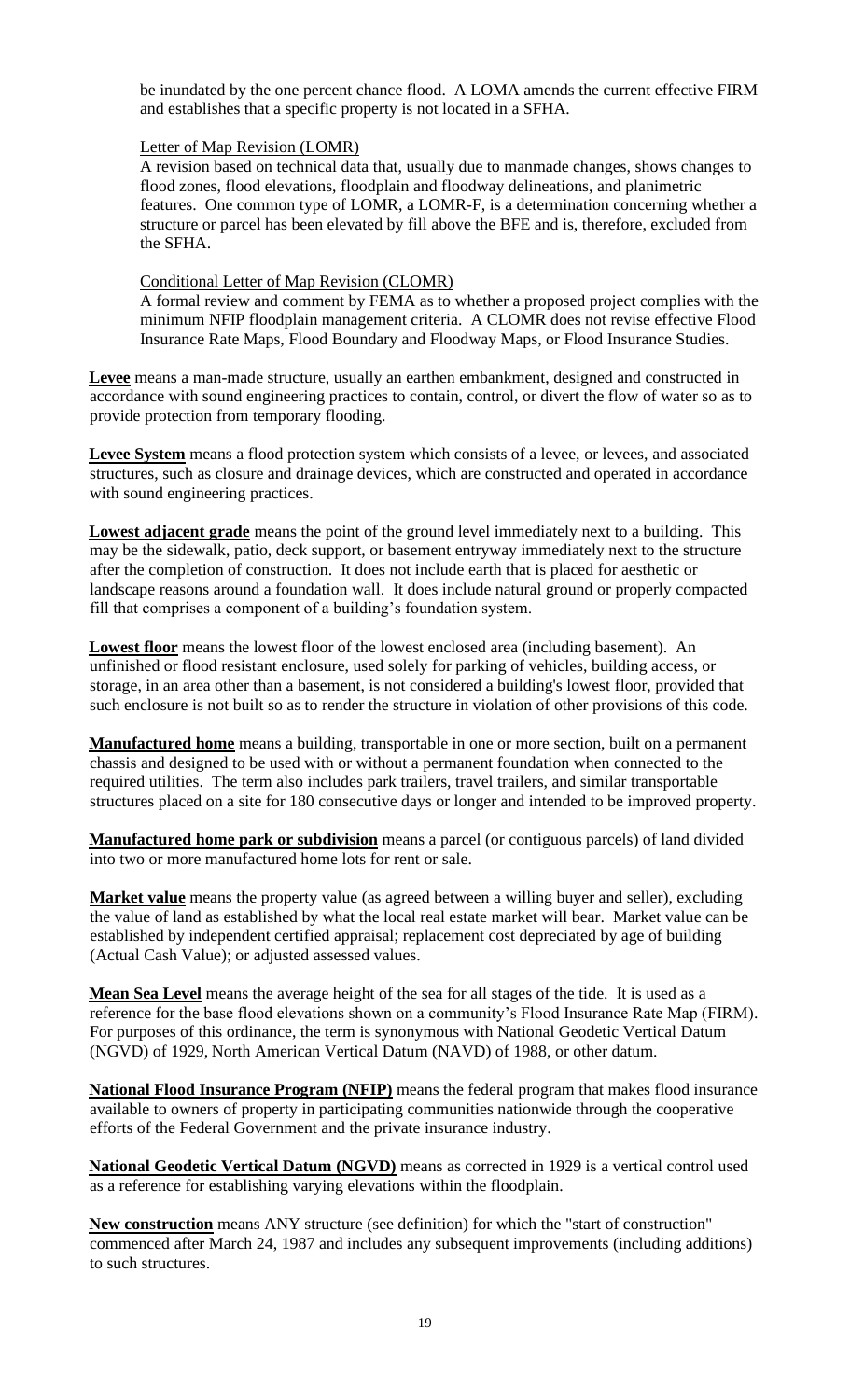be inundated by the one percent chance flood. A LOMA amends the current effective FIRM and establishes that a specific property is not located in a SFHA.

Letter of Map Revision (LOMR)

A revision based on technical data that, usually due to manmade changes, shows changes to flood zones, flood elevations, floodplain and floodway delineations, and planimetric features. One common type of LOMR, a LOMR-F, is a determination concerning whether a structure or parcel has been elevated by fill above the BFE and is, therefore, excluded from the SFHA.

Conditional Letter of Map Revision (CLOMR)

A formal review and comment by FEMA as to whether a proposed project complies with the minimum NFIP floodplain management criteria. A CLOMR does not revise effective Flood Insurance Rate Maps, Flood Boundary and Floodway Maps, or Flood Insurance Studies.

**Levee** means a man-made structure, usually an earthen embankment, designed and constructed in accordance with sound engineering practices to contain, control, or divert the flow of water so as to provide protection from temporary flooding.

**Levee System** means a flood protection system which consists of a levee, or levees, and associated structures, such as closure and drainage devices, which are constructed and operated in accordance with sound engineering practices.

**Lowest adjacent grade** means the point of the ground level immediately next to a building. This may be the sidewalk, patio, deck support, or basement entryway immediately next to the structure after the completion of construction. It does not include earth that is placed for aesthetic or landscape reasons around a foundation wall. It does include natural ground or properly compacted fill that comprises a component of a building's foundation system.

**Lowest floor** means the lowest floor of the lowest enclosed area (including basement). An unfinished or flood resistant enclosure, used solely for parking of vehicles, building access, or storage, in an area other than a basement, is not considered a building's lowest floor, provided that such enclosure is not built so as to render the structure in violation of other provisions of this code.

**Manufactured home** means a building, transportable in one or more section, built on a permanent chassis and designed to be used with or without a permanent foundation when connected to the required utilities. The term also includes park trailers, travel trailers, and similar transportable structures placed on a site for 180 consecutive days or longer and intended to be improved property.

**Manufactured home park or subdivision** means a parcel (or contiguous parcels) of land divided into two or more manufactured home lots for rent or sale.

**Market value** means the property value (as agreed between a willing buyer and seller), excluding the value of land as established by what the local real estate market will bear. Market value can be established by independent certified appraisal; replacement cost depreciated by age of building (Actual Cash Value); or adjusted assessed values.

**Mean Sea Level** means the average height of the sea for all stages of the tide. It is used as a reference for the base flood elevations shown on a community's Flood Insurance Rate Map (FIRM). For purposes of this ordinance, the term is synonymous with National Geodetic Vertical Datum (NGVD) of 1929, North American Vertical Datum (NAVD) of 1988, or other datum.

**National Flood Insurance Program (NFIP)** means the federal program that makes flood insurance available to owners of property in participating communities nationwide through the cooperative efforts of the Federal Government and the private insurance industry.

**National Geodetic Vertical Datum (NGVD)** means as corrected in 1929 is a vertical control used as a reference for establishing varying elevations within the floodplain.

**New construction** means ANY structure (see definition) for which the "start of construction" commenced after March 24, 1987 and includes any subsequent improvements (including additions) to such structures.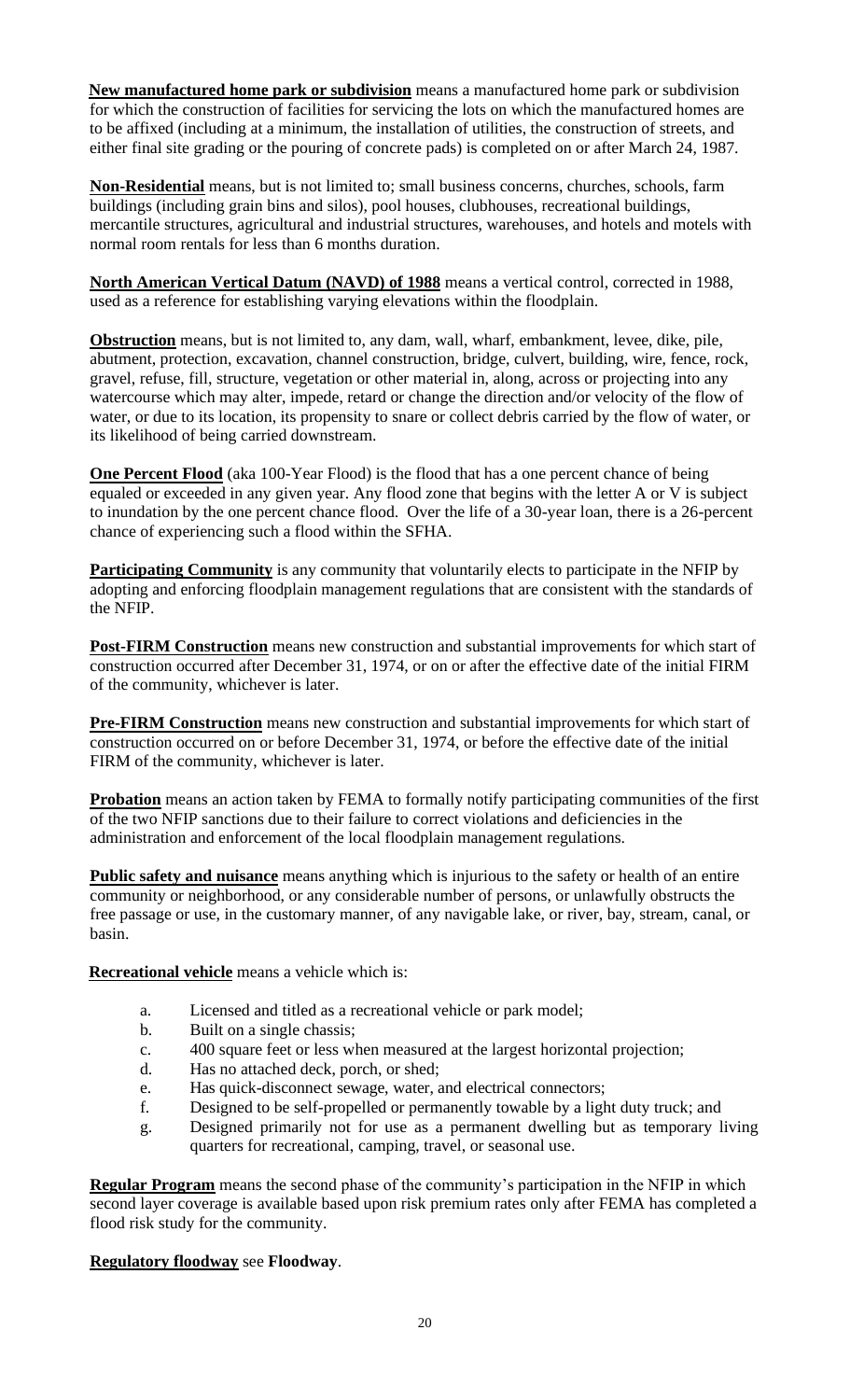**New manufactured home park or subdivision** means a manufactured home park or subdivision for which the construction of facilities for servicing the lots on which the manufactured homes are to be affixed (including at a minimum, the installation of utilities, the construction of streets, and either final site grading or the pouring of concrete pads) is completed on or after March 24, 1987.

**Non-Residential** means, but is not limited to; small business concerns, churches, schools, farm buildings (including grain bins and silos), pool houses, clubhouses, recreational buildings, mercantile structures, agricultural and industrial structures, warehouses, and hotels and motels with normal room rentals for less than 6 months duration.

**North American Vertical Datum (NAVD) of 1988** means a vertical control, corrected in 1988, used as a reference for establishing varying elevations within the floodplain.

**Obstruction** means, but is not limited to, any dam, wall, wharf, embankment, levee, dike, pile, abutment, protection, excavation, channel construction, bridge, culvert, building, wire, fence, rock, gravel, refuse, fill, structure, vegetation or other material in, along, across or projecting into any watercourse which may alter, impede, retard or change the direction and/or velocity of the flow of water, or due to its location, its propensity to snare or collect debris carried by the flow of water, or its likelihood of being carried downstream.

**One Percent Flood** (aka 100-Year Flood) is the flood that has a one percent chance of being equaled or exceeded in any given year. Any flood zone that begins with the letter A or V is subject to inundation by the one percent chance flood. Over the life of a 30-year loan, there is a 26-percent chance of experiencing such a flood within the SFHA.

**Participating Community** is any community that voluntarily elects to participate in the NFIP by adopting and enforcing floodplain management regulations that are consistent with the standards of the NFIP.

**Post-FIRM Construction** means new construction and substantial improvements for which start of construction occurred after December 31, 1974, or on or after the effective date of the initial FIRM of the community, whichever is later.

**Pre-FIRM Construction** means new construction and substantial improvements for which start of construction occurred on or before December 31, 1974, or before the effective date of the initial FIRM of the community, whichever is later.

**Probation** means an action taken by FEMA to formally notify participating communities of the first of the two NFIP sanctions due to their failure to correct violations and deficiencies in the administration and enforcement of the local floodplain management regulations.

**Public safety and nuisance** means anything which is injurious to the safety or health of an entire community or neighborhood, or any considerable number of persons, or unlawfully obstructs the free passage or use, in the customary manner, of any navigable lake, or river, bay, stream, canal, or basin.

**Recreational vehicle** means a vehicle which is:

a. Licensed and titled as a recreational vehicle or park model;
b. Built on a single chassis;
c. 400 square feet or less when measured at the largest horizontal projection;
d. Has no attached deck, porch, or shed;
e. Has quick-disconnect sewage, water, and electrical connectors;
f. Designed to be self-propelled or permanently towable by a light duty truck; and
g. Designed primarily not for use as a permanent dwelling but as temporary living quarters for recreational, camping, travel, or seasonal use.

**Regular Program** means the second phase of the community's participation in the NFIP in which second layer coverage is available based upon risk premium rates only after FEMA has completed a flood risk study for the community.

**Regulatory floodway** see **Floodway**.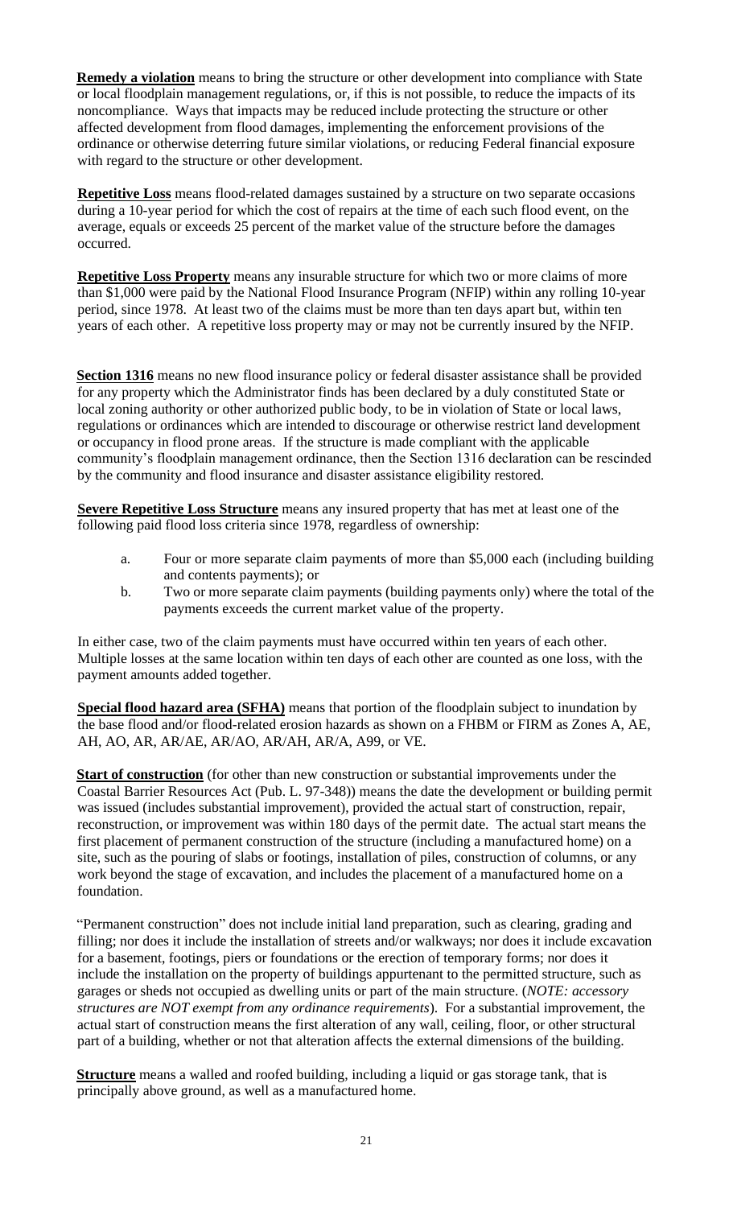**Remedy a violation** means to bring the structure or other development into compliance with State or local floodplain management regulations, or, if this is not possible, to reduce the impacts of its noncompliance. Ways that impacts may be reduced include protecting the structure or other affected development from flood damages, implementing the enforcement provisions of the ordinance or otherwise deterring future similar violations, or reducing Federal financial exposure with regard to the structure or other development.

**Repetitive Loss** means flood-related damages sustained by a structure on two separate occasions during a 10-year period for which the cost of repairs at the time of each such flood event, on the average, equals or exceeds 25 percent of the market value of the structure before the damages occurred.

**Repetitive Loss Property** means any insurable structure for which two or more claims of more than $1,000 were paid by the National Flood Insurance Program (NFIP) within any rolling 10-year period, since 1978. At least two of the claims must be more than ten days apart but, within ten years of each other. A repetitive loss property may or may not be currently insured by the NFIP.

**Section 1316** means no new flood insurance policy or federal disaster assistance shall be provided for any property which the Administrator finds has been declared by a duly constituted State or local zoning authority or other authorized public body, to be in violation of State or local laws, regulations or ordinances which are intended to discourage or otherwise restrict land development or occupancy in flood prone areas. If the structure is made compliant with the applicable community's floodplain management ordinance, then the Section 1316 declaration can be rescinded by the community and flood insurance and disaster assistance eligibility restored.

**Severe Repetitive Loss Structure** means any insured property that has met at least one of the following paid flood loss criteria since 1978, regardless of ownership:

- a. Four or more separate claim payments of more than $5,000 each (including building and contents payments); or
- b. Two or more separate claim payments (building payments only) where the total of the payments exceeds the current market value of the property.

In either case, two of the claim payments must have occurred within ten years of each other. Multiple losses at the same location within ten days of each other are counted as one loss, with the payment amounts added together.

**Special flood hazard area (SFHA)** means that portion of the floodplain subject to inundation by the base flood and/or flood-related erosion hazards as shown on a FHBM or FIRM as Zones A, AE, AH, AO, AR, AR/AE, AR/AO, AR/AH, AR/A, A99, or VE.

**Start of construction** (for other than new construction or substantial improvements under the Coastal Barrier Resources Act (Pub. L. 97-348)) means the date the development or building permit was issued (includes substantial improvement), provided the actual start of construction, repair, reconstruction, or improvement was within 180 days of the permit date. The actual start means the first placement of permanent construction of the structure (including a manufactured home) on a site, such as the pouring of slabs or footings, installation of piles, construction of columns, or any work beyond the stage of excavation, and includes the placement of a manufactured home on a foundation.

"Permanent construction" does not include initial land preparation, such as clearing, grading and filling; nor does it include the installation of streets and/or walkways; nor does it include excavation for a basement, footings, piers or foundations or the erection of temporary forms; nor does it include the installation on the property of buildings appurtenant to the permitted structure, such as garages or sheds not occupied as dwelling units or part of the main structure. (*NOTE: accessory structures are NOT exempt from any ordinance requirements*). For a substantial improvement, the actual start of construction means the first alteration of any wall, ceiling, floor, or other structural part of a building, whether or not that alteration affects the external dimensions of the building.

**Structure** means a walled and roofed building, including a liquid or gas storage tank, that is principally above ground, as well as a manufactured home.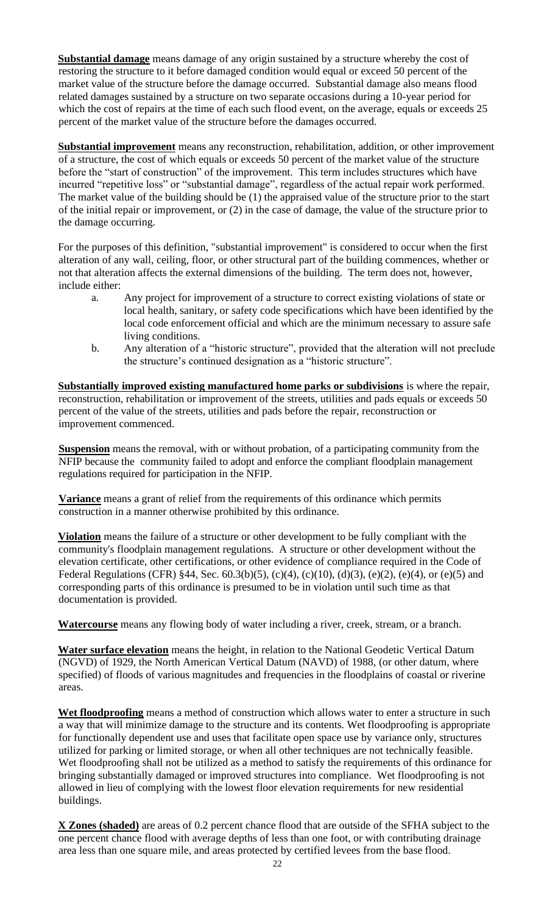**Substantial damage** means damage of any origin sustained by a structure whereby the cost of restoring the structure to it before damaged condition would equal or exceed 50 percent of the market value of the structure before the damage occurred. Substantial damage also means flood related damages sustained by a structure on two separate occasions during a 10-year period for which the cost of repairs at the time of each such flood event, on the average, equals or exceeds 25 percent of the market value of the structure before the damages occurred.

**Substantial improvement** means any reconstruction, rehabilitation, addition, or other improvement of a structure, the cost of which equals or exceeds 50 percent of the market value of the structure before the "start of construction" of the improvement. This term includes structures which have incurred "repetitive loss" or "substantial damage", regardless of the actual repair work performed. The market value of the building should be (1) the appraised value of the structure prior to the start of the initial repair or improvement, or (2) in the case of damage, the value of the structure prior to the damage occurring.

For the purposes of this definition, "substantial improvement" is considered to occur when the first alteration of any wall, ceiling, floor, or other structural part of the building commences, whether or not that alteration affects the external dimensions of the building. The term does not, however, include either:

a. Any project for improvement of a structure to correct existing violations of state or local health, sanitary, or safety code specifications which have been identified by the local code enforcement official and which are the minimum necessary to assure safe living conditions.
b. Any alteration of a "historic structure", provided that the alteration will not preclude the structure's continued designation as a "historic structure".

**Substantially improved existing manufactured home parks or subdivisions** is where the repair, reconstruction, rehabilitation or improvement of the streets, utilities and pads equals or exceeds 50 percent of the value of the streets, utilities and pads before the repair, reconstruction or improvement commenced.

**Suspension** means the removal, with or without probation, of a participating community from the NFIP because the community failed to adopt and enforce the compliant floodplain management regulations required for participation in the NFIP.

**Variance** means a grant of relief from the requirements of this ordinance which permits construction in a manner otherwise prohibited by this ordinance.

**Violation** means the failure of a structure or other development to be fully compliant with the community's floodplain management regulations. A structure or other development without the elevation certificate, other certifications, or other evidence of compliance required in the Code of Federal Regulations (CFR) §44, Sec. 60.3(b)(5), (c)(4), (c)(10), (d)(3), (e)(2), (e)(4), or (e)(5) and corresponding parts of this ordinance is presumed to be in violation until such time as that documentation is provided.

**Watercourse** means any flowing body of water including a river, creek, stream, or a branch.

**Water surface elevation** means the height, in relation to the National Geodetic Vertical Datum (NGVD) of 1929, the North American Vertical Datum (NAVD) of 1988, (or other datum, where specified) of floods of various magnitudes and frequencies in the floodplains of coastal or riverine areas.

**Wet floodproofing** means a method of construction which allows water to enter a structure in such a way that will minimize damage to the structure and its contents. Wet floodproofing is appropriate for functionally dependent use and uses that facilitate open space use by variance only, structures utilized for parking or limited storage, or when all other techniques are not technically feasible. Wet floodproofing shall not be utilized as a method to satisfy the requirements of this ordinance for bringing substantially damaged or improved structures into compliance. Wet floodproofing is not allowed in lieu of complying with the lowest floor elevation requirements for new residential buildings.

**X Zones (shaded)** are areas of 0.2 percent chance flood that are outside of the SFHA subject to the one percent chance flood with average depths of less than one foot, or with contributing drainage area less than one square mile, and areas protected by certified levees from the base flood.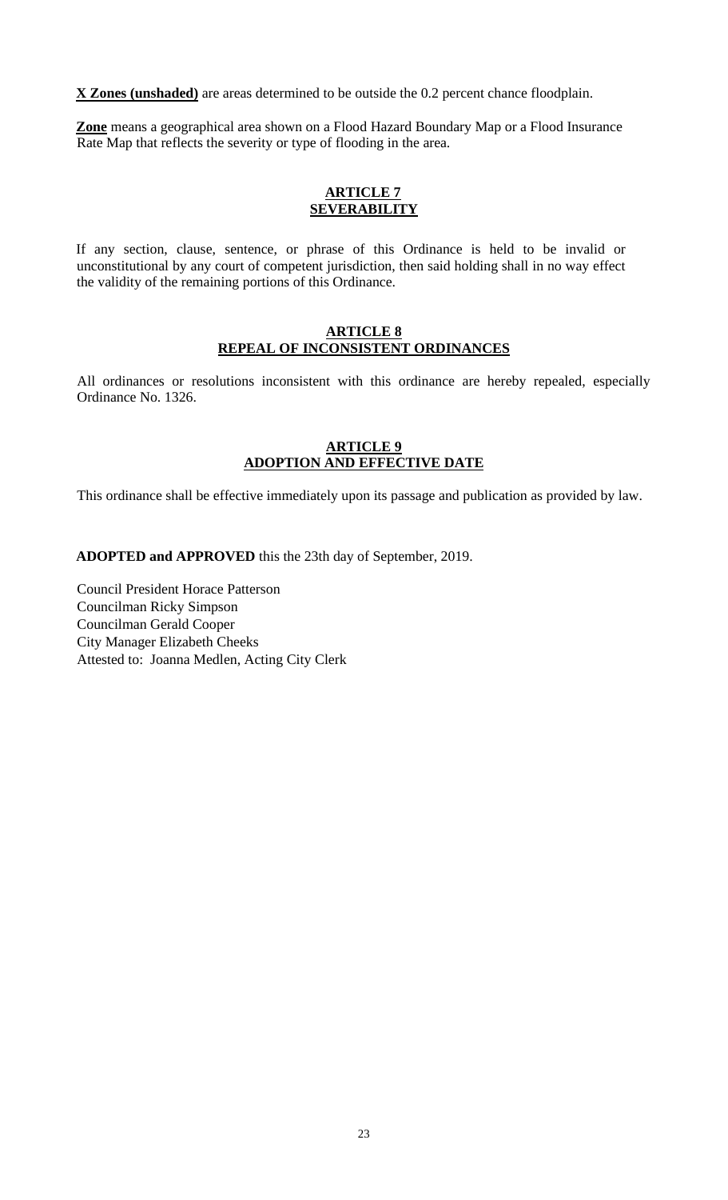**X Zones (unshaded)** are areas determined to be outside the 0.2 percent chance floodplain.

**Zone** means a geographical area shown on a Flood Hazard Boundary Map or a Flood Insurance Rate Map that reflects the severity or type of flooding in the area.

## ARTICLE 7
## SEVERABILITY

If any section, clause, sentence, or phrase of this Ordinance is held to be invalid or unconstitutional by any court of competent jurisdiction, then said holding shall in no way effect the validity of the remaining portions of this Ordinance.

## ARTICLE 8
## REPEAL OF INCONSISTENT ORDINANCES

All ordinances or resolutions inconsistent with this ordinance are hereby repealed, especially Ordinance No. 1326.

## ARTICLE 9
## ADOPTION AND EFFECTIVE DATE

This ordinance shall be effective immediately upon its passage and publication as provided by law.

**ADOPTED and APPROVED** this the 23th day of September, 2019.

Council President Horace Patterson
Councilman Ricky Simpson
Councilman Gerald Cooper
City Manager Elizabeth Cheeks
Attested to: Joanna Medlen, Acting City Clerk